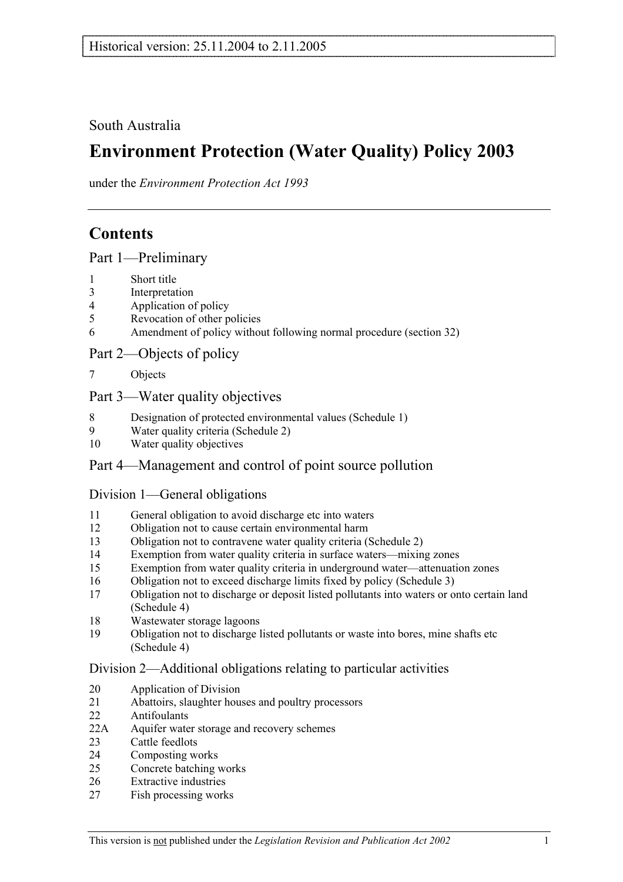Historical version: 25.11.2004 to 2.11.2005

South Australia

# Environment Protection (Water Quality) Policy 2003

under the *Environment Protection Act 1993*

## Contents

### Part 1—Preliminary

1 Short title
3 Interpretation
4 Application of policy
5 Revocation of other policies
6 Amendment of policy without following normal procedure (section 32)

### Part 2—Objects of policy

7 Objects

### Part 3—Water quality objectives

8 Designation of protected environmental values (Schedule 1)
9 Water quality criteria (Schedule 2)
10 Water quality objectives

### Part 4—Management and control of point source pollution

#### Division 1—General obligations

11 General obligation to avoid discharge etc into waters
12 Obligation not to cause certain environmental harm
13 Obligation not to contravene water quality criteria (Schedule 2)
14 Exemption from water quality criteria in surface waters—mixing zones
15 Exemption from water quality criteria in underground water—attenuation zones
16 Obligation not to exceed discharge limits fixed by policy (Schedule 3)
17 Obligation not to discharge or deposit listed pollutants into waters or onto certain land (Schedule 4)
18 Wastewater storage lagoons
19 Obligation not to discharge listed pollutants or waste into bores, mine shafts etc (Schedule 4)

#### Division 2—Additional obligations relating to particular activities

20 Application of Division
21 Abattoirs, slaughter houses and poultry processors
22 Antifoulants
22A Aquifer water storage and recovery schemes
23 Cattle feedlots
24 Composting works
25 Concrete batching works
26 Extractive industries
27 Fish processing works

This version is not published under the *Legislation Revision and Publication Act 2002*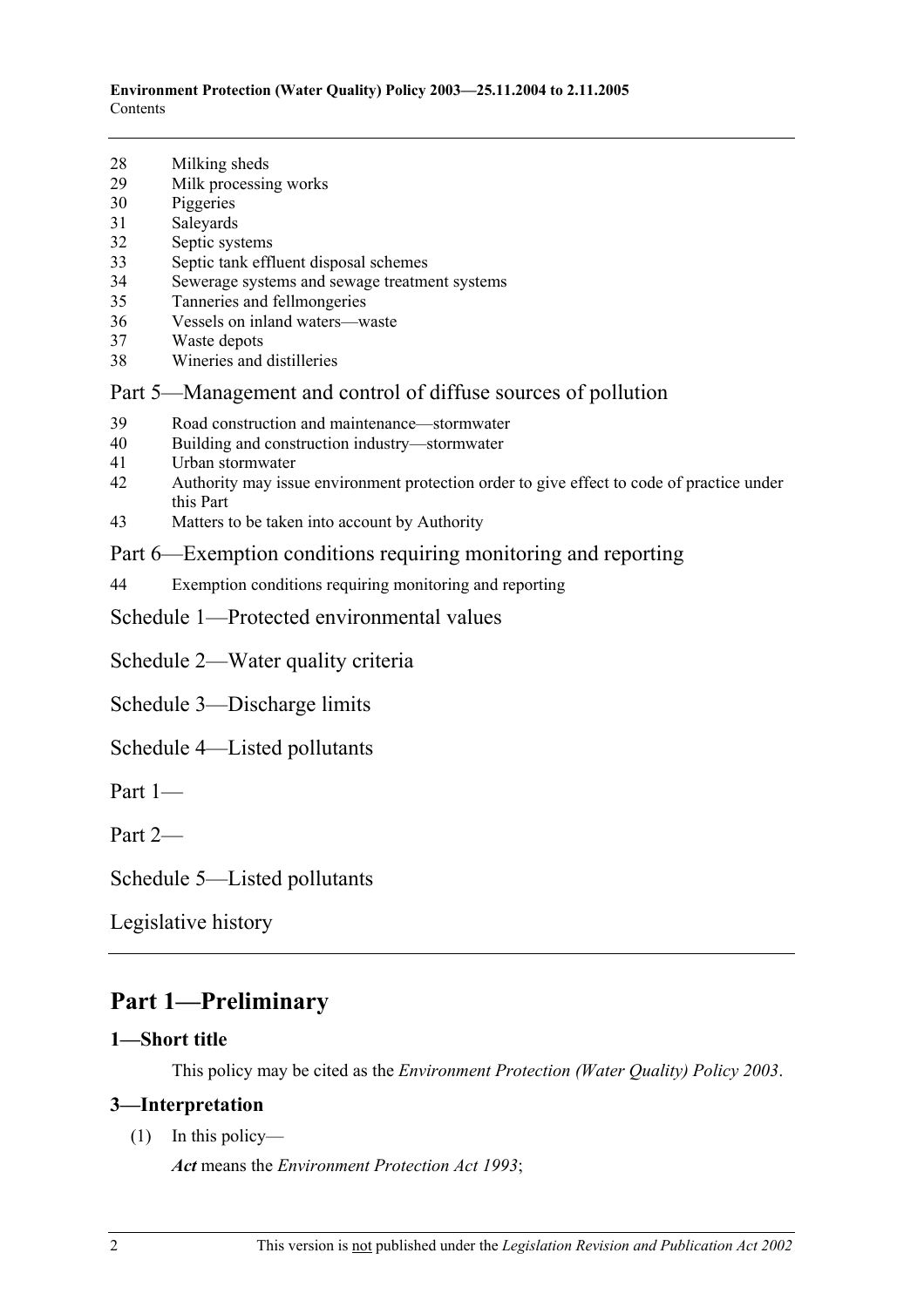28 Milking sheds
29 Milk processing works
30 Piggeries
31 Saleyards
32 Septic systems
33 Septic tank effluent disposal schemes
34 Sewerage systems and sewage treatment systems
35 Tanneries and fellmongeries
36 Vessels on inland waters—waste
37 Waste depots
38 Wineries and distilleries

Part 5—Management and control of diffuse sources of pollution

39 Road construction and maintenance—stormwater
40 Building and construction industry—stormwater
41 Urban stormwater
42 Authority may issue environment protection order to give effect to code of practice under this Part
43 Matters to be taken into account by Authority

Part 6—Exemption conditions requiring monitoring and reporting

44 Exemption conditions requiring monitoring and reporting

Schedule 1—Protected environmental values

Schedule 2—Water quality criteria

Schedule 3—Discharge limits

Schedule 4—Listed pollutants

Part 1—

Part 2—

Schedule 5—Listed pollutants

Legislative history

# Part 1—Preliminary

## 1—Short title

This policy may be cited as the *Environment Protection (Water Quality) Policy 2003*.

## 3—Interpretation

(1) In this policy—

***Act*** means the *Environment Protection Act 1993*;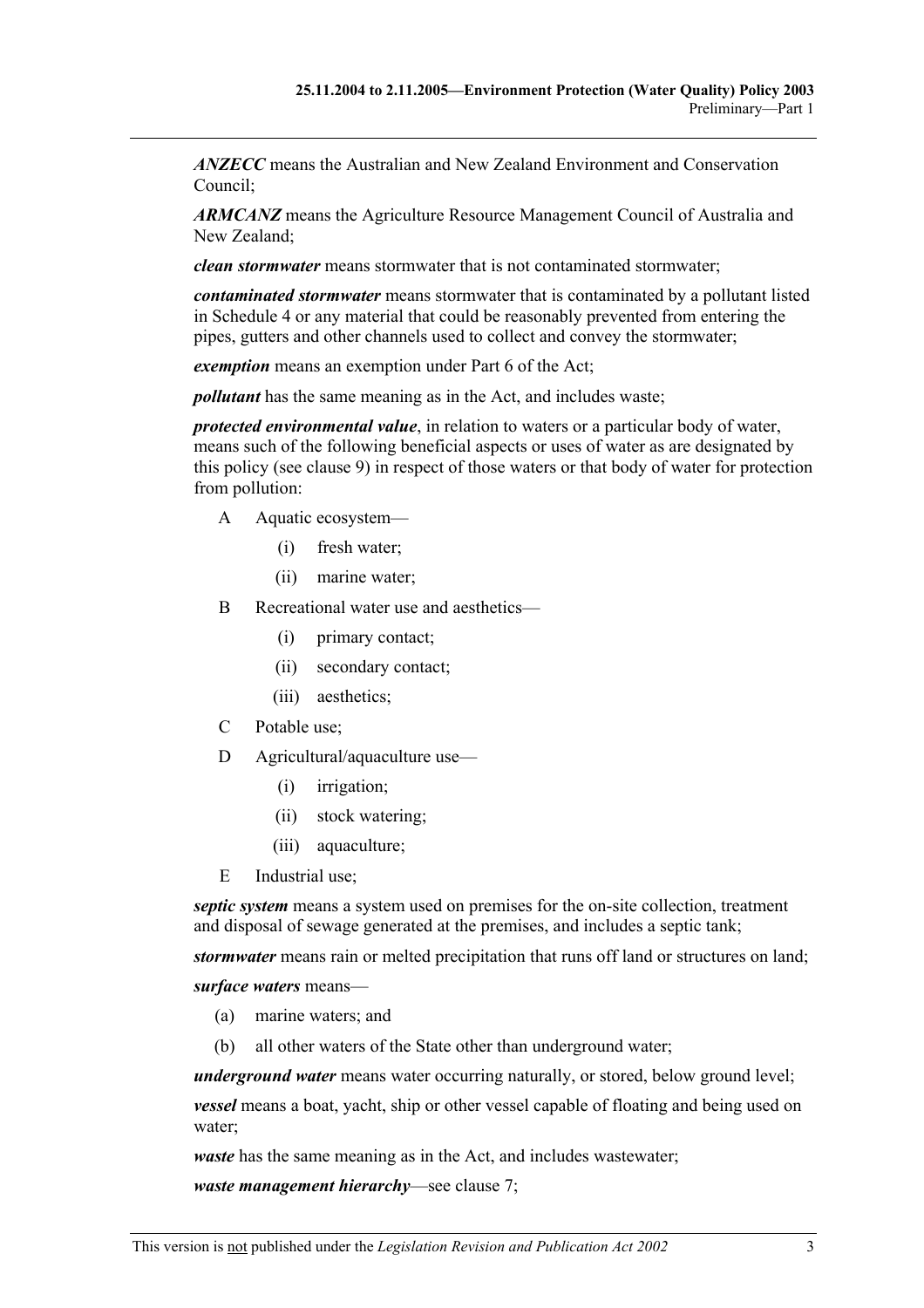***ANZECC*** means the Australian and New Zealand Environment and Conservation Council;

***ARMCANZ*** means the Agriculture Resource Management Council of Australia and New Zealand;

***clean stormwater*** means stormwater that is not contaminated stormwater;

***contaminated stormwater*** means stormwater that is contaminated by a pollutant listed in Schedule 4 or any material that could be reasonably prevented from entering the pipes, gutters and other channels used to collect and convey the stormwater;

***exemption*** means an exemption under Part 6 of the Act;

***pollutant*** has the same meaning as in the Act, and includes waste;

***protected environmental value***, in relation to waters or a particular body of water, means such of the following beneficial aspects or uses of water as are designated by this policy (see clause 9) in respect of those waters or that body of water for protection from pollution:

- A Aquatic ecosystem—
  - (i) fresh water;
  - (ii) marine water;
- B Recreational water use and aesthetics—
  - (i) primary contact;
  - (ii) secondary contact;
  - (iii) aesthetics;
- C Potable use;
- D Agricultural/aquaculture use—
  - (i) irrigation;
  - (ii) stock watering;
  - (iii) aquaculture;
- E Industrial use;

***septic system*** means a system used on premises for the on-site collection, treatment and disposal of sewage generated at the premises, and includes a septic tank;

***stormwater*** means rain or melted precipitation that runs off land or structures on land;

***surface waters*** means—

- (a) marine waters; and
- (b) all other waters of the State other than underground water;

***underground water*** means water occurring naturally, or stored, below ground level;

***vessel*** means a boat, yacht, ship or other vessel capable of floating and being used on water;

***waste*** has the same meaning as in the Act, and includes wastewater;

***waste management hierarchy***—see clause 7;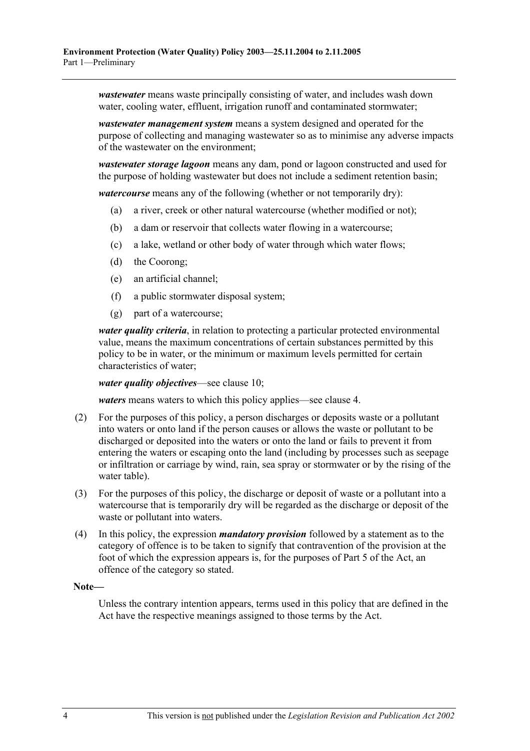***wastewater*** means waste principally consisting of water, and includes wash down water, cooling water, effluent, irrigation runoff and contaminated stormwater;

***wastewater management system*** means a system designed and operated for the purpose of collecting and managing wastewater so as to minimise any adverse impacts of the wastewater on the environment;

***wastewater storage lagoon*** means any dam, pond or lagoon constructed and used for the purpose of holding wastewater but does not include a sediment retention basin;

***watercourse*** means any of the following (whether or not temporarily dry):

- (a) a river, creek or other natural watercourse (whether modified or not);
- (b) a dam or reservoir that collects water flowing in a watercourse;
- (c) a lake, wetland or other body of water through which water flows;
- (d) the Coorong;
- (e) an artificial channel;
- (f) a public stormwater disposal system;
- (g) part of a watercourse;

***water quality criteria***, in relation to protecting a particular protected environmental value, means the maximum concentrations of certain substances permitted by this policy to be in water, or the minimum or maximum levels permitted for certain characteristics of water;

***water quality objectives***—see clause 10;

***waters*** means waters to which this policy applies—see clause 4.

(2) For the purposes of this policy, a person discharges or deposits waste or a pollutant into waters or onto land if the person causes or allows the waste or pollutant to be discharged or deposited into the waters or onto the land or fails to prevent it from entering the waters or escaping onto the land (including by processes such as seepage or infiltration or carriage by wind, rain, sea spray or stormwater or by the rising of the water table).

(3) For the purposes of this policy, the discharge or deposit of waste or a pollutant into a watercourse that is temporarily dry will be regarded as the discharge or deposit of the waste or pollutant into waters.

(4) In this policy, the expression ***mandatory provision*** followed by a statement as to the category of offence is to be taken to signify that contravention of the provision at the foot of which the expression appears is, for the purposes of Part 5 of the Act, an offence of the category so stated.

**Note—**

Unless the contrary intention appears, terms used in this policy that are defined in the Act have the respective meanings assigned to those terms by the Act.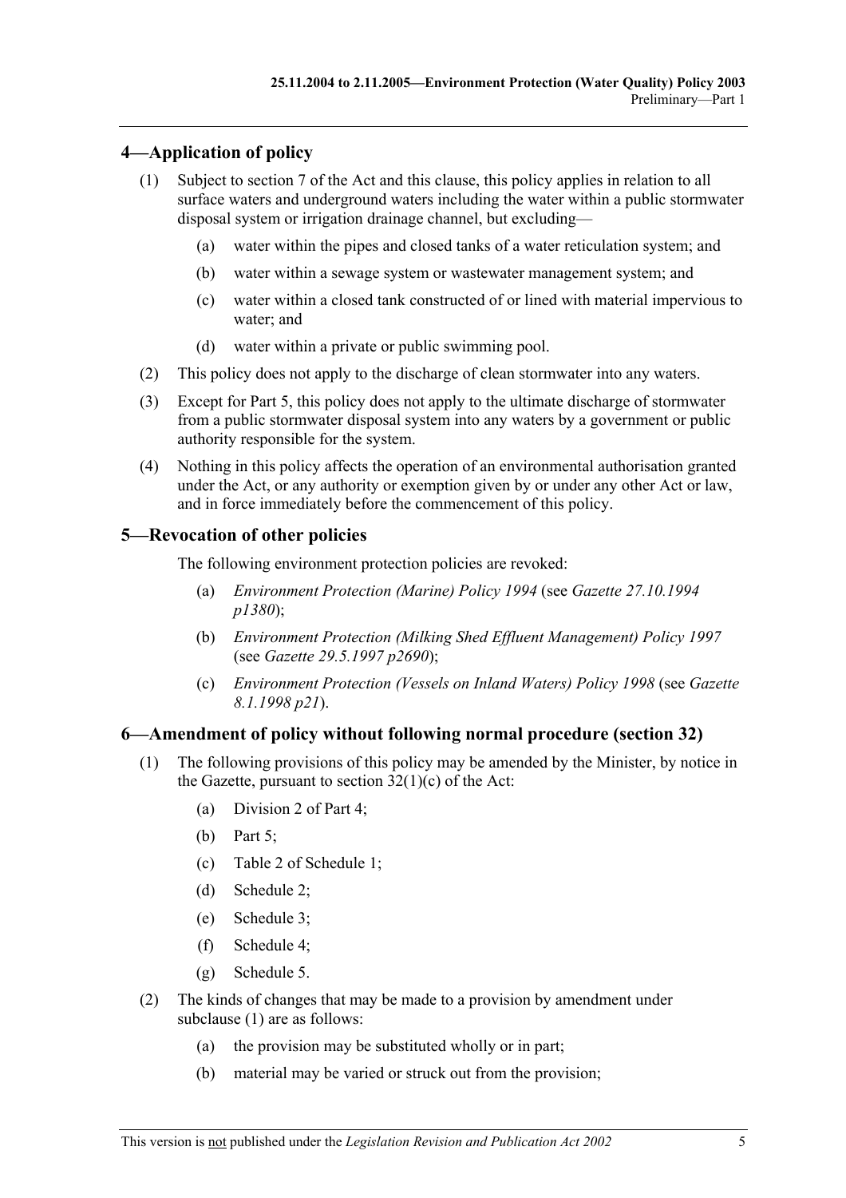## 4—Application of policy

(1) Subject to section 7 of the Act and this clause, this policy applies in relation to all surface waters and underground waters including the water within a public stormwater disposal system or irrigation drainage channel, but excluding—

(a) water within the pipes and closed tanks of a water reticulation system; and

(b) water within a sewage system or wastewater management system; and

(c) water within a closed tank constructed of or lined with material impervious to water; and

(d) water within a private or public swimming pool.

(2) This policy does not apply to the discharge of clean stormwater into any waters.

(3) Except for Part 5, this policy does not apply to the ultimate discharge of stormwater from a public stormwater disposal system into any waters by a government or public authority responsible for the system.

(4) Nothing in this policy affects the operation of an environmental authorisation granted under the Act, or any authority or exemption given by or under any other Act or law, and in force immediately before the commencement of this policy.

## 5—Revocation of other policies

The following environment protection policies are revoked:

(a) *Environment Protection (Marine) Policy 1994* (see *Gazette 27.10.1994 p1380*);

(b) *Environment Protection (Milking Shed Effluent Management) Policy 1997* (see *Gazette 29.5.1997 p2690*);

(c) *Environment Protection (Vessels on Inland Waters) Policy 1998* (see *Gazette 8.1.1998 p21*).

## 6—Amendment of policy without following normal procedure (section 32)

(1) The following provisions of this policy may be amended by the Minister, by notice in the Gazette, pursuant to section 32(1)(c) of the Act:

(a) Division 2 of Part 4;

(b) Part 5;

(c) Table 2 of Schedule 1;

(d) Schedule 2;

(e) Schedule 3;

(f) Schedule 4;

(g) Schedule 5.

(2) The kinds of changes that may be made to a provision by amendment under subclause (1) are as follows:

(a) the provision may be substituted wholly or in part;

(b) material may be varied or struck out from the provision;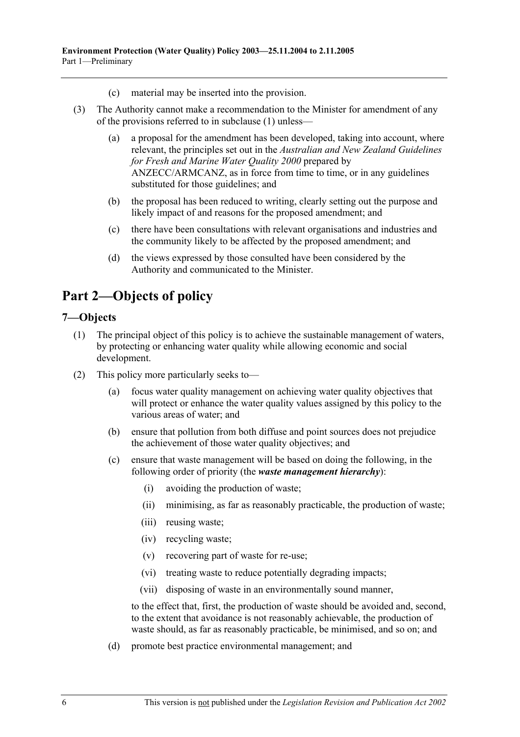(c) material may be inserted into the provision.

(3) The Authority cannot make a recommendation to the Minister for amendment of any of the provisions referred to in subclause (1) unless—

(a) a proposal for the amendment has been developed, taking into account, where relevant, the principles set out in the *Australian and New Zealand Guidelines for Fresh and Marine Water Quality 2000* prepared by ANZECC/ARMCANZ, as in force from time to time, or in any guidelines substituted for those guidelines; and

(b) the proposal has been reduced to writing, clearly setting out the purpose and likely impact of and reasons for the proposed amendment; and

(c) there have been consultations with relevant organisations and industries and the community likely to be affected by the proposed amendment; and

(d) the views expressed by those consulted have been considered by the Authority and communicated to the Minister.

# Part 2—Objects of policy

## 7—Objects

(1) The principal object of this policy is to achieve the sustainable management of waters, by protecting or enhancing water quality while allowing economic and social development.

(2) This policy more particularly seeks to—

(a) focus water quality management on achieving water quality objectives that will protect or enhance the water quality values assigned by this policy to the various areas of water; and

(b) ensure that pollution from both diffuse and point sources does not prejudice the achievement of those water quality objectives; and

(c) ensure that waste management will be based on doing the following, in the following order of priority (the ***waste management hierarchy***):

(i) avoiding the production of waste;

(ii) minimising, as far as reasonably practicable, the production of waste;

(iii) reusing waste;

(iv) recycling waste;

(v) recovering part of waste for re-use;

(vi) treating waste to reduce potentially degrading impacts;

(vii) disposing of waste in an environmentally sound manner,

to the effect that, first, the production of waste should be avoided and, second, to the extent that avoidance is not reasonably achievable, the production of waste should, as far as reasonably practicable, be minimised, and so on; and

(d) promote best practice environmental management; and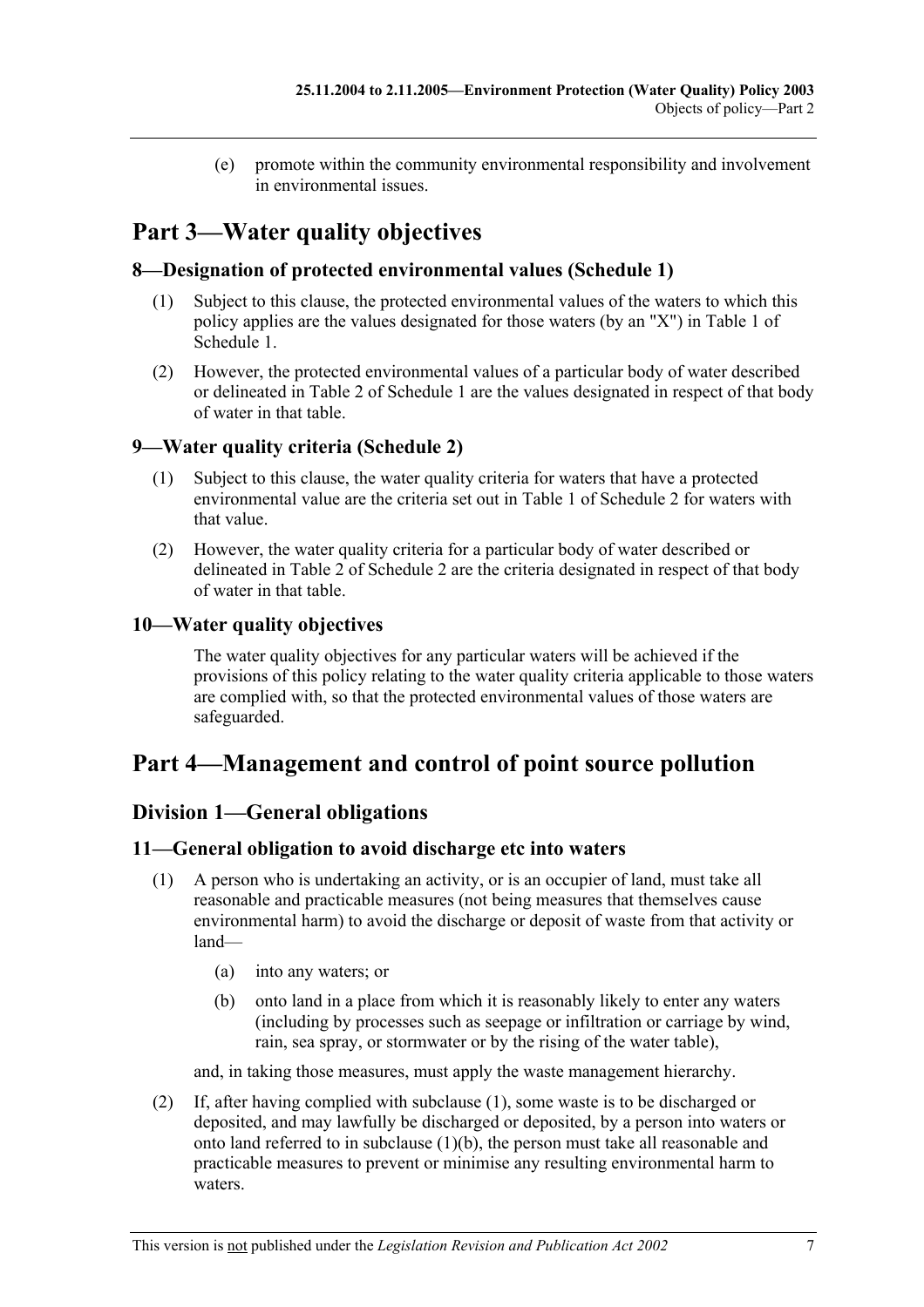(e) promote within the community environmental responsibility and involvement in environmental issues.

# Part 3—Water quality objectives

## 8—Designation of protected environmental values (Schedule 1)

(1) Subject to this clause, the protected environmental values of the waters to which this policy applies are the values designated for those waters (by an "X") in Table 1 of Schedule 1.

(2) However, the protected environmental values of a particular body of water described or delineated in Table 2 of Schedule 1 are the values designated in respect of that body of water in that table.

## 9—Water quality criteria (Schedule 2)

(1) Subject to this clause, the water quality criteria for waters that have a protected environmental value are the criteria set out in Table 1 of Schedule 2 for waters with that value.

(2) However, the water quality criteria for a particular body of water described or delineated in Table 2 of Schedule 2 are the criteria designated in respect of that body of water in that table.

## 10—Water quality objectives

The water quality objectives for any particular waters will be achieved if the provisions of this policy relating to the water quality criteria applicable to those waters are complied with, so that the protected environmental values of those waters are safeguarded.

# Part 4—Management and control of point source pollution

## Division 1—General obligations

## 11—General obligation to avoid discharge etc into waters

(1) A person who is undertaking an activity, or is an occupier of land, must take all reasonable and practicable measures (not being measures that themselves cause environmental harm) to avoid the discharge or deposit of waste from that activity or land—

(a) into any waters; or

(b) onto land in a place from which it is reasonably likely to enter any waters (including by processes such as seepage or infiltration or carriage by wind, rain, sea spray, or stormwater or by the rising of the water table),

and, in taking those measures, must apply the waste management hierarchy.

(2) If, after having complied with subclause (1), some waste is to be discharged or deposited, and may lawfully be discharged or deposited, by a person into waters or onto land referred to in subclause (1)(b), the person must take all reasonable and practicable measures to prevent or minimise any resulting environmental harm to waters.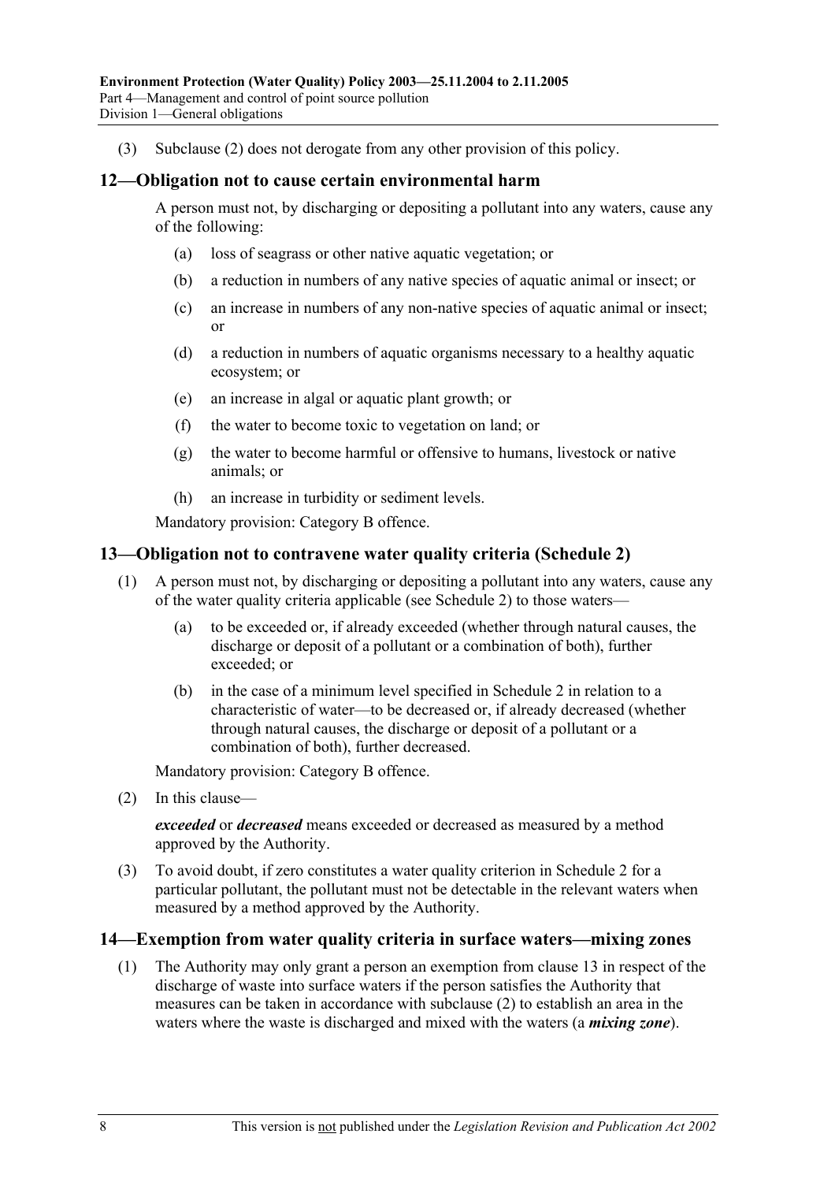(3) Subclause (2) does not derogate from any other provision of this policy.

## 12—Obligation not to cause certain environmental harm

A person must not, by discharging or depositing a pollutant into any waters, cause any of the following:

- (a) loss of seagrass or other native aquatic vegetation; or
- (b) a reduction in numbers of any native species of aquatic animal or insect; or
- (c) an increase in numbers of any non-native species of aquatic animal or insect; or
- (d) a reduction in numbers of aquatic organisms necessary to a healthy aquatic ecosystem; or
- (e) an increase in algal or aquatic plant growth; or
- (f) the water to become toxic to vegetation on land; or
- (g) the water to become harmful or offensive to humans, livestock or native animals; or
- (h) an increase in turbidity or sediment levels.

Mandatory provision: Category B offence.

## 13—Obligation not to contravene water quality criteria (Schedule 2)

(1) A person must not, by discharging or depositing a pollutant into any waters, cause any of the water quality criteria applicable (see Schedule 2) to those waters—

- (a) to be exceeded or, if already exceeded (whether through natural causes, the discharge or deposit of a pollutant or a combination of both), further exceeded; or
- (b) in the case of a minimum level specified in Schedule 2 in relation to a characteristic of water—to be decreased or, if already decreased (whether through natural causes, the discharge or deposit of a pollutant or a combination of both), further decreased.

Mandatory provision: Category B offence.

(2) In this clause—

***exceeded*** or ***decreased*** means exceeded or decreased as measured by a method approved by the Authority.

(3) To avoid doubt, if zero constitutes a water quality criterion in Schedule 2 for a particular pollutant, the pollutant must not be detectable in the relevant waters when measured by a method approved by the Authority.

## 14—Exemption from water quality criteria in surface waters—mixing zones

(1) The Authority may only grant a person an exemption from clause 13 in respect of the discharge of waste into surface waters if the person satisfies the Authority that measures can be taken in accordance with subclause (2) to establish an area in the waters where the waste is discharged and mixed with the waters (a ***mixing zone***).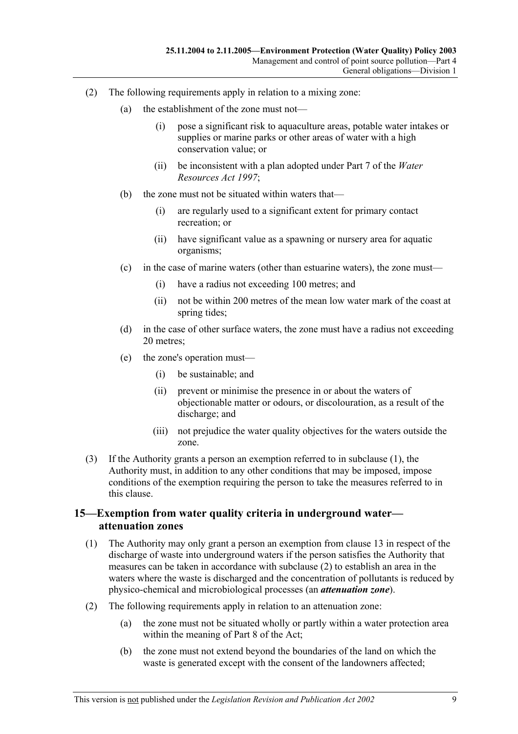(2) The following requirements apply in relation to a mixing zone:

(a) the establishment of the zone must not—

(i) pose a significant risk to aquaculture areas, potable water intakes or supplies or marine parks or other areas of water with a high conservation value; or

(ii) be inconsistent with a plan adopted under Part 7 of the *Water Resources Act 1997*;

(b) the zone must not be situated within waters that—

(i) are regularly used to a significant extent for primary contact recreation; or

(ii) have significant value as a spawning or nursery area for aquatic organisms;

(c) in the case of marine waters (other than estuarine waters), the zone must—

(i) have a radius not exceeding 100 metres; and

(ii) not be within 200 metres of the mean low water mark of the coast at spring tides;

(d) in the case of other surface waters, the zone must have a radius not exceeding 20 metres;

(e) the zone's operation must—

(i) be sustainable; and

(ii) prevent or minimise the presence in or about the waters of objectionable matter or odours, or discolouration, as a result of the discharge; and

(iii) not prejudice the water quality objectives for the waters outside the zone.

(3) If the Authority grants a person an exemption referred to in subclause (1), the Authority must, in addition to any other conditions that may be imposed, impose conditions of the exemption requiring the person to take the measures referred to in this clause.

## 15—Exemption from water quality criteria in underground water—attenuation zones

(1) The Authority may only grant a person an exemption from clause 13 in respect of the discharge of waste into underground waters if the person satisfies the Authority that measures can be taken in accordance with subclause (2) to establish an area in the waters where the waste is discharged and the concentration of pollutants is reduced by physico-chemical and microbiological processes (an ***attenuation zone***).

(2) The following requirements apply in relation to an attenuation zone:

(a) the zone must not be situated wholly or partly within a water protection area within the meaning of Part 8 of the Act;

(b) the zone must not extend beyond the boundaries of the land on which the waste is generated except with the consent of the landowners affected;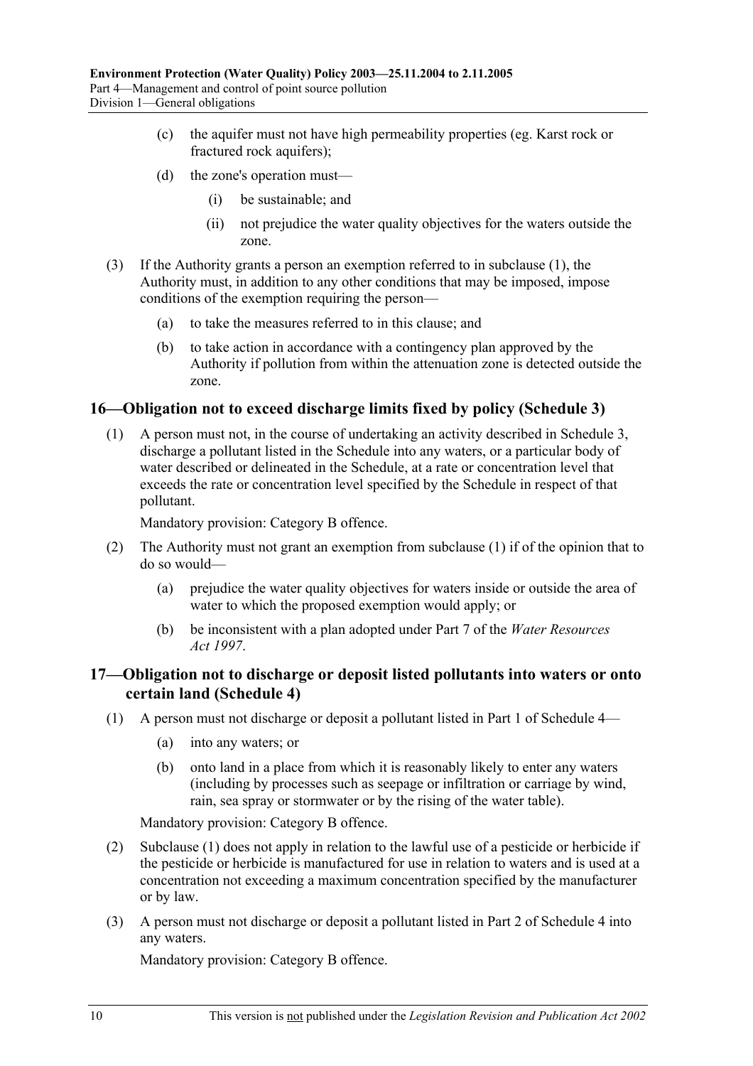(c) the aquifer must not have high permeability properties (eg. Karst rock or fractured rock aquifers);

(d) the zone's operation must—

(i) be sustainable; and

(ii) not prejudice the water quality objectives for the waters outside the zone.

(3) If the Authority grants a person an exemption referred to in subclause (1), the Authority must, in addition to any other conditions that may be imposed, impose conditions of the exemption requiring the person—

(a) to take the measures referred to in this clause; and

(b) to take action in accordance with a contingency plan approved by the Authority if pollution from within the attenuation zone is detected outside the zone.

## 16—Obligation not to exceed discharge limits fixed by policy (Schedule 3)

(1) A person must not, in the course of undertaking an activity described in Schedule 3, discharge a pollutant listed in the Schedule into any waters, or a particular body of water described or delineated in the Schedule, at a rate or concentration level that exceeds the rate or concentration level specified by the Schedule in respect of that pollutant.

Mandatory provision: Category B offence.

(2) The Authority must not grant an exemption from subclause (1) if of the opinion that to do so would—

(a) prejudice the water quality objectives for waters inside or outside the area of water to which the proposed exemption would apply; or

(b) be inconsistent with a plan adopted under Part 7 of the *Water Resources Act 1997*.

## 17—Obligation not to discharge or deposit listed pollutants into waters or onto certain land (Schedule 4)

(1) A person must not discharge or deposit a pollutant listed in Part 1 of Schedule 4—

(a) into any waters; or

(b) onto land in a place from which it is reasonably likely to enter any waters (including by processes such as seepage or infiltration or carriage by wind, rain, sea spray or stormwater or by the rising of the water table).

Mandatory provision: Category B offence.

(2) Subclause (1) does not apply in relation to the lawful use of a pesticide or herbicide if the pesticide or herbicide is manufactured for use in relation to waters and is used at a concentration not exceeding a maximum concentration specified by the manufacturer or by law.

(3) A person must not discharge or deposit a pollutant listed in Part 2 of Schedule 4 into any waters.

Mandatory provision: Category B offence.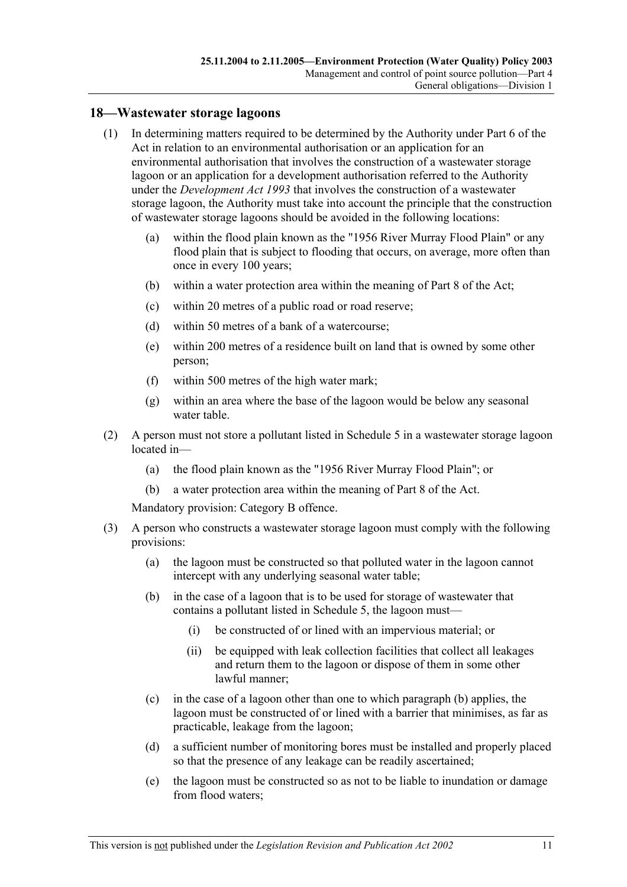## 18—Wastewater storage lagoons

(1) In determining matters required to be determined by the Authority under Part 6 of the Act in relation to an environmental authorisation or an application for an environmental authorisation that involves the construction of a wastewater storage lagoon or an application for a development authorisation referred to the Authority under the *Development Act 1993* that involves the construction of a wastewater storage lagoon, the Authority must take into account the principle that the construction of wastewater storage lagoons should be avoided in the following locations:

(a) within the flood plain known as the "1956 River Murray Flood Plain" or any flood plain that is subject to flooding that occurs, on average, more often than once in every 100 years;

(b) within a water protection area within the meaning of Part 8 of the Act;

(c) within 20 metres of a public road or road reserve;

(d) within 50 metres of a bank of a watercourse;

(e) within 200 metres of a residence built on land that is owned by some other person;

(f) within 500 metres of the high water mark;

(g) within an area where the base of the lagoon would be below any seasonal water table.

(2) A person must not store a pollutant listed in Schedule 5 in a wastewater storage lagoon located in—

(a) the flood plain known as the "1956 River Murray Flood Plain"; or

(b) a water protection area within the meaning of Part 8 of the Act.

Mandatory provision: Category B offence.

(3) A person who constructs a wastewater storage lagoon must comply with the following provisions:

(a) the lagoon must be constructed so that polluted water in the lagoon cannot intercept with any underlying seasonal water table;

(b) in the case of a lagoon that is to be used for storage of wastewater that contains a pollutant listed in Schedule 5, the lagoon must—

(i) be constructed of or lined with an impervious material; or

(ii) be equipped with leak collection facilities that collect all leakages and return them to the lagoon or dispose of them in some other lawful manner;

(c) in the case of a lagoon other than one to which paragraph (b) applies, the lagoon must be constructed of or lined with a barrier that minimises, as far as practicable, leakage from the lagoon;

(d) a sufficient number of monitoring bores must be installed and properly placed so that the presence of any leakage can be readily ascertained;

(e) the lagoon must be constructed so as not to be liable to inundation or damage from flood waters;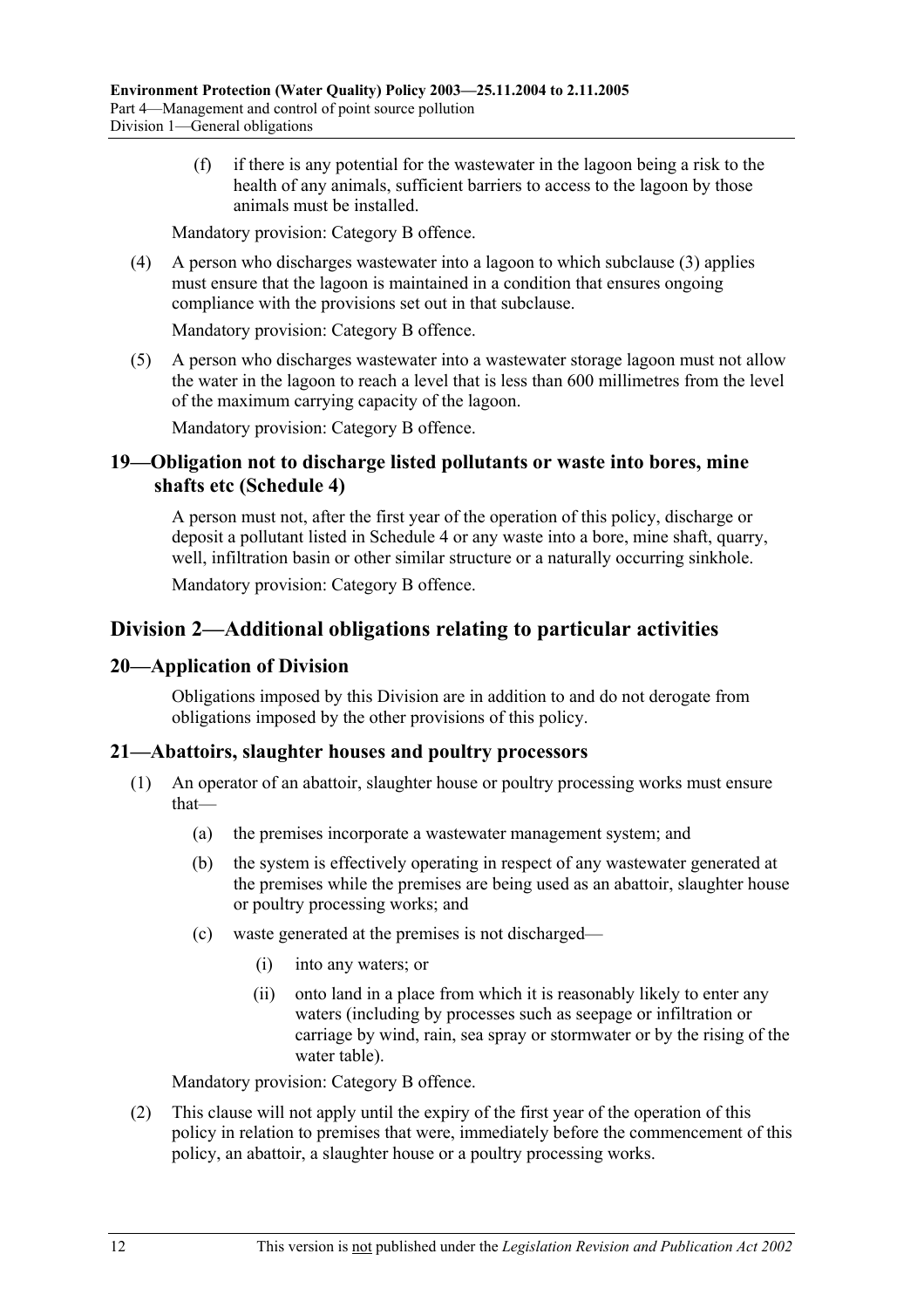(f) if there is any potential for the wastewater in the lagoon being a risk to the health of any animals, sufficient barriers to access to the lagoon by those animals must be installed.

Mandatory provision: Category B offence.

(4) A person who discharges wastewater into a lagoon to which subclause (3) applies must ensure that the lagoon is maintained in a condition that ensures ongoing compliance with the provisions set out in that subclause.

Mandatory provision: Category B offence.

(5) A person who discharges wastewater into a wastewater storage lagoon must not allow the water in the lagoon to reach a level that is less than 600 millimetres from the level of the maximum carrying capacity of the lagoon.

Mandatory provision: Category B offence.

### 19—Obligation not to discharge listed pollutants or waste into bores, mine shafts etc (Schedule 4)

A person must not, after the first year of the operation of this policy, discharge or deposit a pollutant listed in Schedule 4 or any waste into a bore, mine shaft, quarry, well, infiltration basin or other similar structure or a naturally occurring sinkhole.

Mandatory provision: Category B offence.

## Division 2—Additional obligations relating to particular activities

### 20—Application of Division

Obligations imposed by this Division are in addition to and do not derogate from obligations imposed by the other provisions of this policy.

### 21—Abattoirs, slaughter houses and poultry processors

(1) An operator of an abattoir, slaughter house or poultry processing works must ensure that—

(a) the premises incorporate a wastewater management system; and

(b) the system is effectively operating in respect of any wastewater generated at the premises while the premises are being used as an abattoir, slaughter house or poultry processing works; and

(c) waste generated at the premises is not discharged—

(i) into any waters; or

(ii) onto land in a place from which it is reasonably likely to enter any waters (including by processes such as seepage or infiltration or carriage by wind, rain, sea spray or stormwater or by the rising of the water table).

Mandatory provision: Category B offence.

(2) This clause will not apply until the expiry of the first year of the operation of this policy in relation to premises that were, immediately before the commencement of this policy, an abattoir, a slaughter house or a poultry processing works.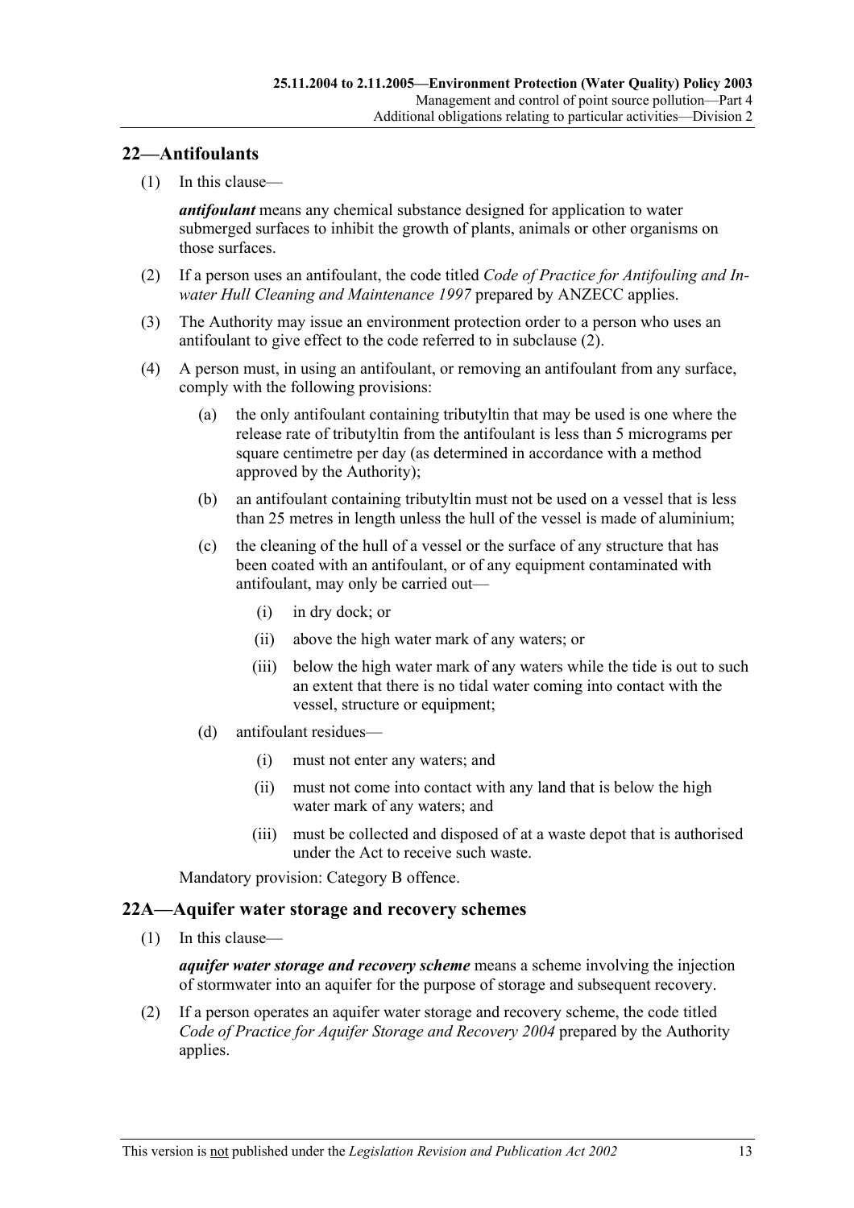## 22—Antifoulants

(1) In this clause—

***antifoulant*** means any chemical substance designed for application to water submerged surfaces to inhibit the growth of plants, animals or other organisms on those surfaces.

(2) If a person uses an antifoulant, the code titled *Code of Practice for Antifouling and In-water Hull Cleaning and Maintenance 1997* prepared by ANZECC applies.

(3) The Authority may issue an environment protection order to a person who uses an antifoulant to give effect to the code referred to in subclause (2).

(4) A person must, in using an antifoulant, or removing an antifoulant from any surface, comply with the following provisions:

- (a) the only antifoulant containing tributyltin that may be used is one where the release rate of tributyltin from the antifoulant is less than 5 micrograms per square centimetre per day (as determined in accordance with a method approved by the Authority);
- (b) an antifoulant containing tributyltin must not be used on a vessel that is less than 25 metres in length unless the hull of the vessel is made of aluminium;
- (c) the cleaning of the hull of a vessel or the surface of any structure that has been coated with an antifoulant, or of any equipment contaminated with antifoulant, may only be carried out—
  - (i) in dry dock; or
  - (ii) above the high water mark of any waters; or
  - (iii) below the high water mark of any waters while the tide is out to such an extent that there is no tidal water coming into contact with the vessel, structure or equipment;
- (d) antifoulant residues—
  - (i) must not enter any waters; and
  - (ii) must not come into contact with any land that is below the high water mark of any waters; and
  - (iii) must be collected and disposed of at a waste depot that is authorised under the Act to receive such waste.

Mandatory provision: Category B offence.

## 22A—Aquifer water storage and recovery schemes

(1) In this clause—

***aquifer water storage and recovery scheme*** means a scheme involving the injection of stormwater into an aquifer for the purpose of storage and subsequent recovery.

(2) If a person operates an aquifer water storage and recovery scheme, the code titled *Code of Practice for Aquifer Storage and Recovery 2004* prepared by the Authority applies.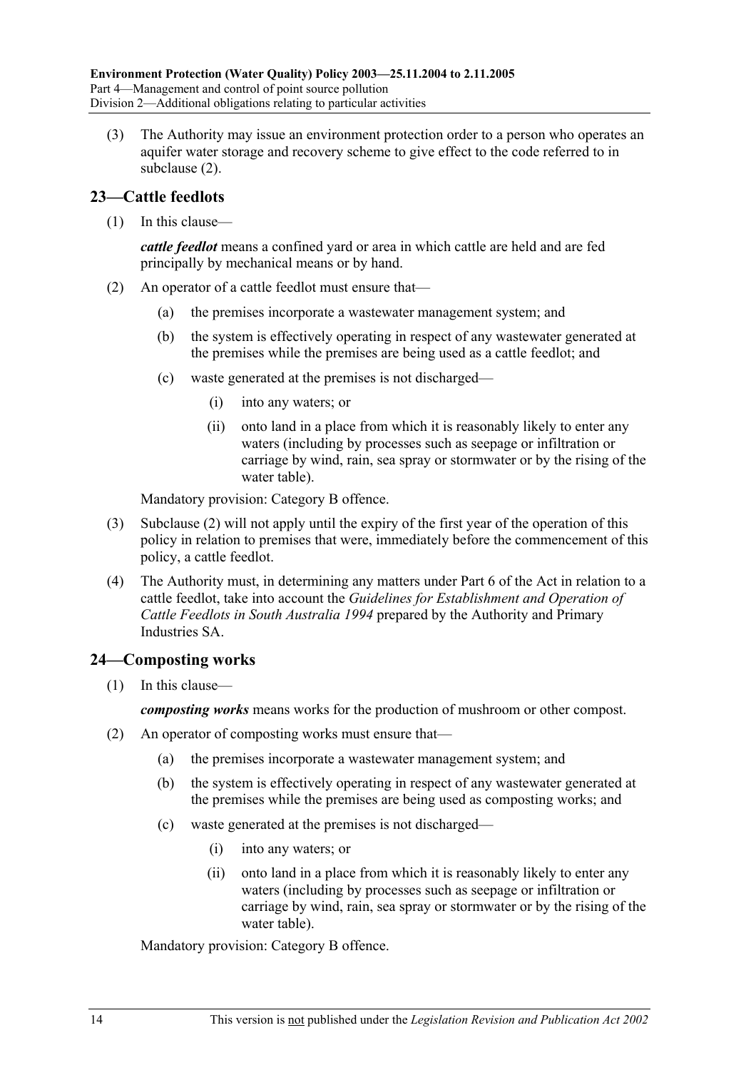(3) The Authority may issue an environment protection order to a person who operates an aquifer water storage and recovery scheme to give effect to the code referred to in subclause (2).

## 23—Cattle feedlots

(1) In this clause—

***cattle feedlot*** means a confined yard or area in which cattle are held and are fed principally by mechanical means or by hand.

(2) An operator of a cattle feedlot must ensure that—

(a) the premises incorporate a wastewater management system; and

(b) the system is effectively operating in respect of any wastewater generated at the premises while the premises are being used as a cattle feedlot; and

(c) waste generated at the premises is not discharged—

(i) into any waters; or

(ii) onto land in a place from which it is reasonably likely to enter any waters (including by processes such as seepage or infiltration or carriage by wind, rain, sea spray or stormwater or by the rising of the water table).

Mandatory provision: Category B offence.

(3) Subclause (2) will not apply until the expiry of the first year of the operation of this policy in relation to premises that were, immediately before the commencement of this policy, a cattle feedlot.

(4) The Authority must, in determining any matters under Part 6 of the Act in relation to a cattle feedlot, take into account the *Guidelines for Establishment and Operation of Cattle Feedlots in South Australia 1994* prepared by the Authority and Primary Industries SA.

## 24—Composting works

(1) In this clause—

***composting works*** means works for the production of mushroom or other compost.

(2) An operator of composting works must ensure that—

(a) the premises incorporate a wastewater management system; and

(b) the system is effectively operating in respect of any wastewater generated at the premises while the premises are being used as composting works; and

(c) waste generated at the premises is not discharged—

(i) into any waters; or

(ii) onto land in a place from which it is reasonably likely to enter any waters (including by processes such as seepage or infiltration or carriage by wind, rain, sea spray or stormwater or by the rising of the water table).

Mandatory provision: Category B offence.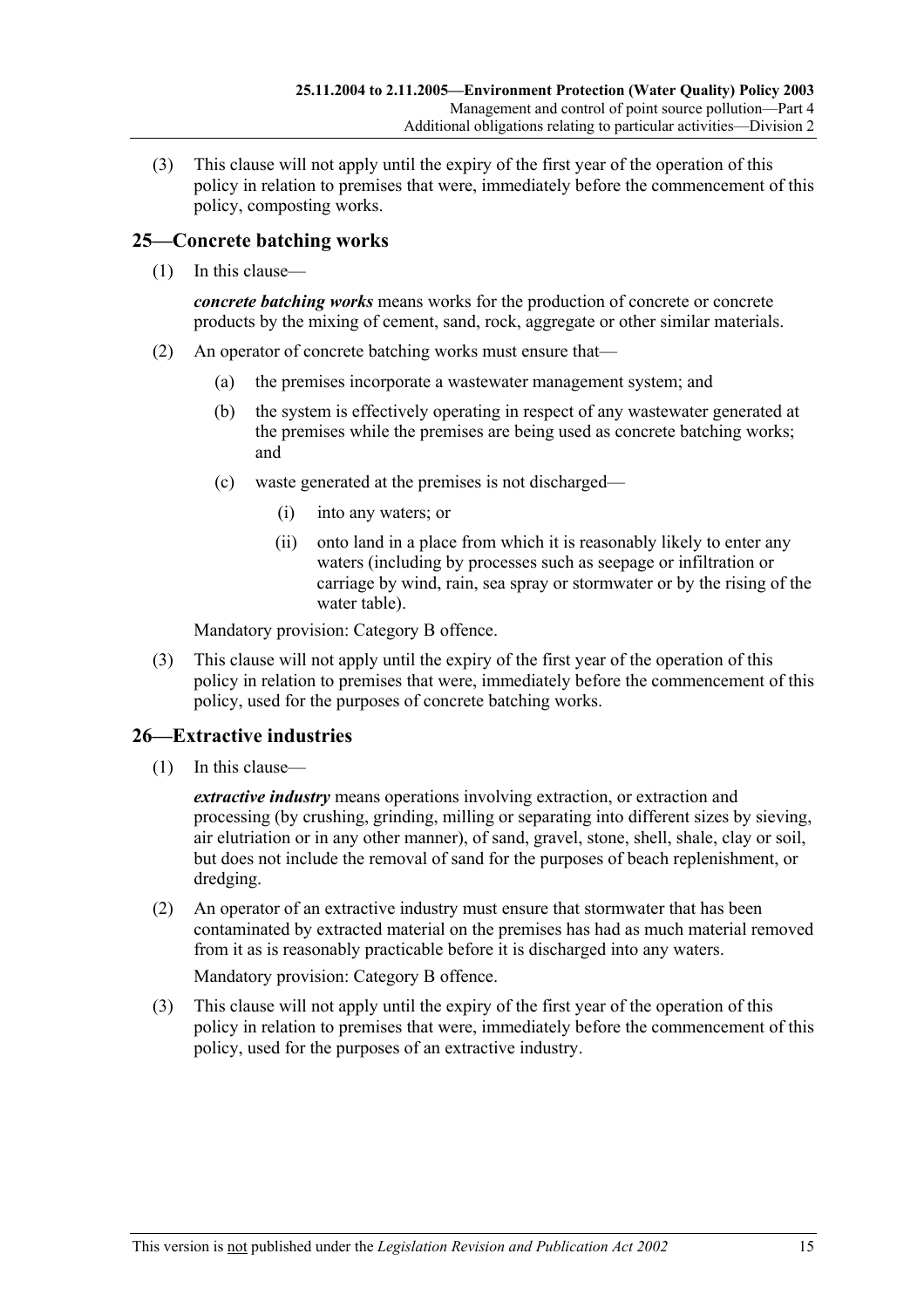(3) This clause will not apply until the expiry of the first year of the operation of this policy in relation to premises that were, immediately before the commencement of this policy, composting works.

## 25—Concrete batching works

(1) In this clause—

***concrete batching works*** means works for the production of concrete or concrete products by the mixing of cement, sand, rock, aggregate or other similar materials.

(2) An operator of concrete batching works must ensure that—

(a) the premises incorporate a wastewater management system; and

(b) the system is effectively operating in respect of any wastewater generated at the premises while the premises are being used as concrete batching works; and

(c) waste generated at the premises is not discharged—

(i) into any waters; or

(ii) onto land in a place from which it is reasonably likely to enter any waters (including by processes such as seepage or infiltration or carriage by wind, rain, sea spray or stormwater or by the rising of the water table).

Mandatory provision: Category B offence.

(3) This clause will not apply until the expiry of the first year of the operation of this policy in relation to premises that were, immediately before the commencement of this policy, used for the purposes of concrete batching works.

## 26—Extractive industries

(1) In this clause—

***extractive industry*** means operations involving extraction, or extraction and processing (by crushing, grinding, milling or separating into different sizes by sieving, air elutriation or in any other manner), of sand, gravel, stone, shell, shale, clay or soil, but does not include the removal of sand for the purposes of beach replenishment, or dredging.

(2) An operator of an extractive industry must ensure that stormwater that has been contaminated by extracted material on the premises has had as much material removed from it as is reasonably practicable before it is discharged into any waters.

Mandatory provision: Category B offence.

(3) This clause will not apply until the expiry of the first year of the operation of this policy in relation to premises that were, immediately before the commencement of this policy, used for the purposes of an extractive industry.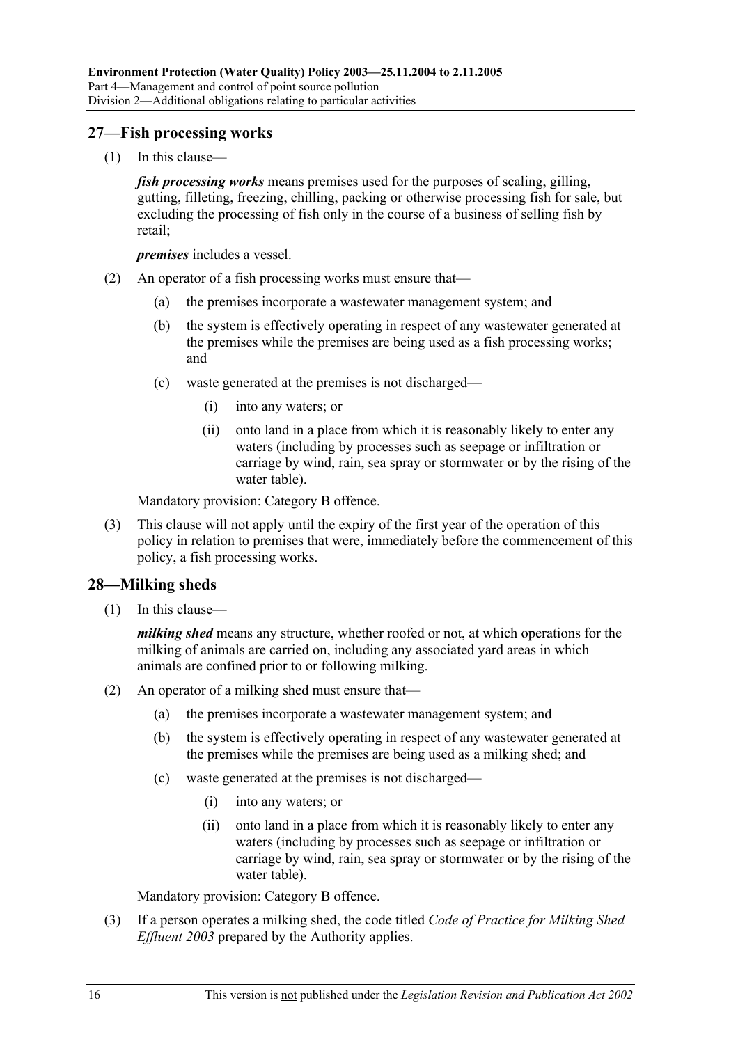## 27—Fish processing works

(1) In this clause—

***fish processing works*** means premises used for the purposes of scaling, gilling, gutting, filleting, freezing, chilling, packing or otherwise processing fish for sale, but excluding the processing of fish only in the course of a business of selling fish by retail;

***premises*** includes a vessel.

(2) An operator of a fish processing works must ensure that—

- (a) the premises incorporate a wastewater management system; and
- (b) the system is effectively operating in respect of any wastewater generated at the premises while the premises are being used as a fish processing works; and
- (c) waste generated at the premises is not discharged—
  - (i) into any waters; or
  - (ii) onto land in a place from which it is reasonably likely to enter any waters (including by processes such as seepage or infiltration or carriage by wind, rain, sea spray or stormwater or by the rising of the water table).

Mandatory provision: Category B offence.

(3) This clause will not apply until the expiry of the first year of the operation of this policy in relation to premises that were, immediately before the commencement of this policy, a fish processing works.

## 28—Milking sheds

(1) In this clause—

***milking shed*** means any structure, whether roofed or not, at which operations for the milking of animals are carried on, including any associated yard areas in which animals are confined prior to or following milking.

(2) An operator of a milking shed must ensure that—

- (a) the premises incorporate a wastewater management system; and
- (b) the system is effectively operating in respect of any wastewater generated at the premises while the premises are being used as a milking shed; and
- (c) waste generated at the premises is not discharged—
  - (i) into any waters; or
  - (ii) onto land in a place from which it is reasonably likely to enter any waters (including by processes such as seepage or infiltration or carriage by wind, rain, sea spray or stormwater or by the rising of the water table).

Mandatory provision: Category B offence.

(3) If a person operates a milking shed, the code titled *Code of Practice for Milking Shed Effluent 2003* prepared by the Authority applies.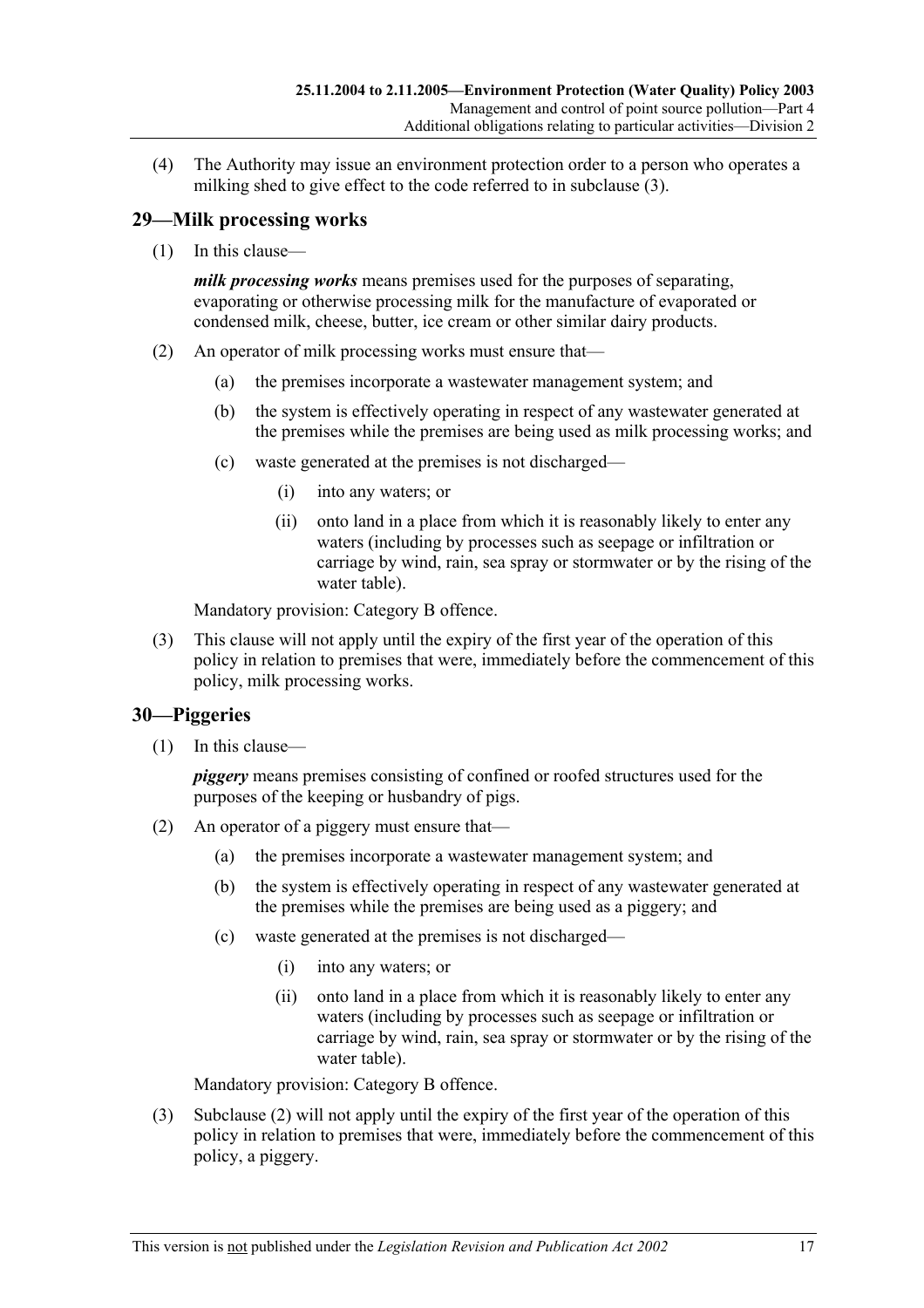(4) The Authority may issue an environment protection order to a person who operates a milking shed to give effect to the code referred to in subclause (3).

## 29—Milk processing works

(1) In this clause—

***milk processing works*** means premises used for the purposes of separating, evaporating or otherwise processing milk for the manufacture of evaporated or condensed milk, cheese, butter, ice cream or other similar dairy products.

(2) An operator of milk processing works must ensure that—

- (a) the premises incorporate a wastewater management system; and
- (b) the system is effectively operating in respect of any wastewater generated at the premises while the premises are being used as milk processing works; and
- (c) waste generated at the premises is not discharged—
  - (i) into any waters; or
  - (ii) onto land in a place from which it is reasonably likely to enter any waters (including by processes such as seepage or infiltration or carriage by wind, rain, sea spray or stormwater or by the rising of the water table).

Mandatory provision: Category B offence.

(3) This clause will not apply until the expiry of the first year of the operation of this policy in relation to premises that were, immediately before the commencement of this policy, milk processing works.

## 30—Piggeries

(1) In this clause—

***piggery*** means premises consisting of confined or roofed structures used for the purposes of the keeping or husbandry of pigs.

(2) An operator of a piggery must ensure that—

- (a) the premises incorporate a wastewater management system; and
- (b) the system is effectively operating in respect of any wastewater generated at the premises while the premises are being used as a piggery; and
- (c) waste generated at the premises is not discharged—
  - (i) into any waters; or
  - (ii) onto land in a place from which it is reasonably likely to enter any waters (including by processes such as seepage or infiltration or carriage by wind, rain, sea spray or stormwater or by the rising of the water table).

Mandatory provision: Category B offence.

(3) Subclause (2) will not apply until the expiry of the first year of the operation of this policy in relation to premises that were, immediately before the commencement of this policy, a piggery.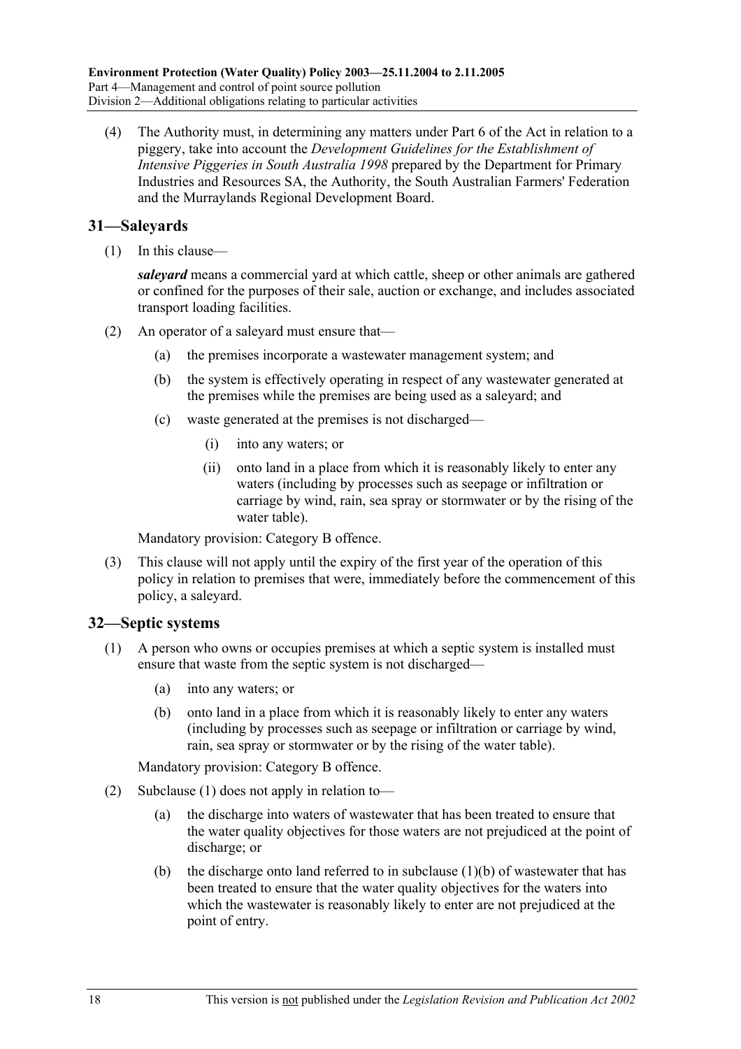(4) The Authority must, in determining any matters under Part 6 of the Act in relation to a piggery, take into account the *Development Guidelines for the Establishment of Intensive Piggeries in South Australia 1998* prepared by the Department for Primary Industries and Resources SA, the Authority, the South Australian Farmers' Federation and the Murraylands Regional Development Board.

## 31—Saleyards

(1) In this clause—

***saleyard*** means a commercial yard at which cattle, sheep or other animals are gathered or confined for the purposes of their sale, auction or exchange, and includes associated transport loading facilities.

(2) An operator of a saleyard must ensure that—

(a) the premises incorporate a wastewater management system; and

(b) the system is effectively operating in respect of any wastewater generated at the premises while the premises are being used as a saleyard; and

(c) waste generated at the premises is not discharged—

(i) into any waters; or

(ii) onto land in a place from which it is reasonably likely to enter any waters (including by processes such as seepage or infiltration or carriage by wind, rain, sea spray or stormwater or by the rising of the water table).

Mandatory provision: Category B offence.

(3) This clause will not apply until the expiry of the first year of the operation of this policy in relation to premises that were, immediately before the commencement of this policy, a saleyard.

## 32—Septic systems

(1) A person who owns or occupies premises at which a septic system is installed must ensure that waste from the septic system is not discharged—

(a) into any waters; or

(b) onto land in a place from which it is reasonably likely to enter any waters (including by processes such as seepage or infiltration or carriage by wind, rain, sea spray or stormwater or by the rising of the water table).

Mandatory provision: Category B offence.

(2) Subclause (1) does not apply in relation to—

(a) the discharge into waters of wastewater that has been treated to ensure that the water quality objectives for those waters are not prejudiced at the point of discharge; or

(b) the discharge onto land referred to in subclause (1)(b) of wastewater that has been treated to ensure that the water quality objectives for the waters into which the wastewater is reasonably likely to enter are not prejudiced at the point of entry.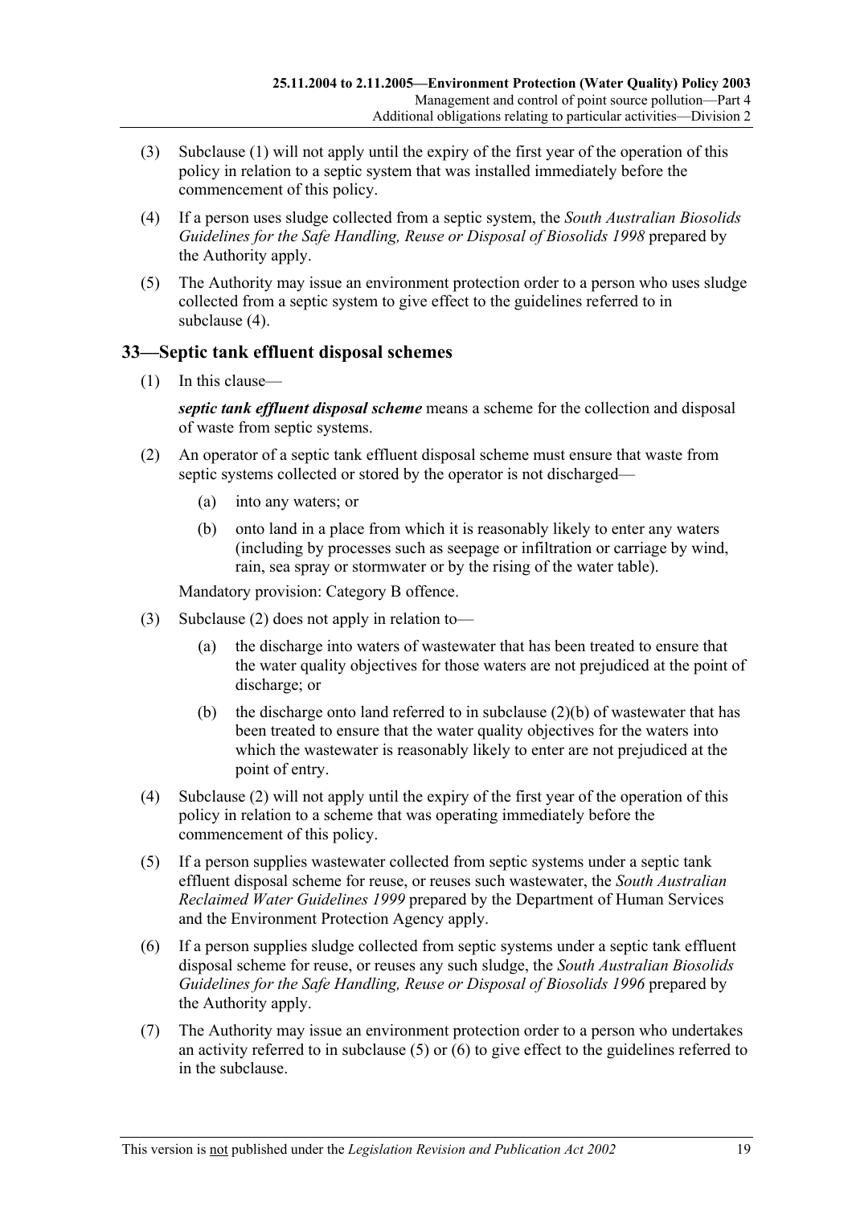(3) Subclause (1) will not apply until the expiry of the first year of the operation of this policy in relation to a septic system that was installed immediately before the commencement of this policy.

(4) If a person uses sludge collected from a septic system, the *South Australian Biosolids Guidelines for the Safe Handling, Reuse or Disposal of Biosolids 1998* prepared by the Authority apply.

(5) The Authority may issue an environment protection order to a person who uses sludge collected from a septic system to give effect to the guidelines referred to in subclause (4).

## 33—Septic tank effluent disposal schemes

(1) In this clause—

***septic tank effluent disposal scheme*** means a scheme for the collection and disposal of waste from septic systems.

(2) An operator of a septic tank effluent disposal scheme must ensure that waste from septic systems collected or stored by the operator is not discharged—

  (a) into any waters; or

  (b) onto land in a place from which it is reasonably likely to enter any waters (including by processes such as seepage or infiltration or carriage by wind, rain, sea spray or stormwater or by the rising of the water table).

Mandatory provision: Category B offence.

(3) Subclause (2) does not apply in relation to—

  (a) the discharge into waters of wastewater that has been treated to ensure that the water quality objectives for those waters are not prejudiced at the point of discharge; or

  (b) the discharge onto land referred to in subclause (2)(b) of wastewater that has been treated to ensure that the water quality objectives for the waters into which the wastewater is reasonably likely to enter are not prejudiced at the point of entry.

(4) Subclause (2) will not apply until the expiry of the first year of the operation of this policy in relation to a scheme that was operating immediately before the commencement of this policy.

(5) If a person supplies wastewater collected from septic systems under a septic tank effluent disposal scheme for reuse, or reuses such wastewater, the *South Australian Reclaimed Water Guidelines 1999* prepared by the Department of Human Services and the Environment Protection Agency apply.

(6) If a person supplies sludge collected from septic systems under a septic tank effluent disposal scheme for reuse, or reuses any such sludge, the *South Australian Biosolids Guidelines for the Safe Handling, Reuse or Disposal of Biosolids 1996* prepared by the Authority apply.

(7) The Authority may issue an environment protection order to a person who undertakes an activity referred to in subclause (5) or (6) to give effect to the guidelines referred to in the subclause.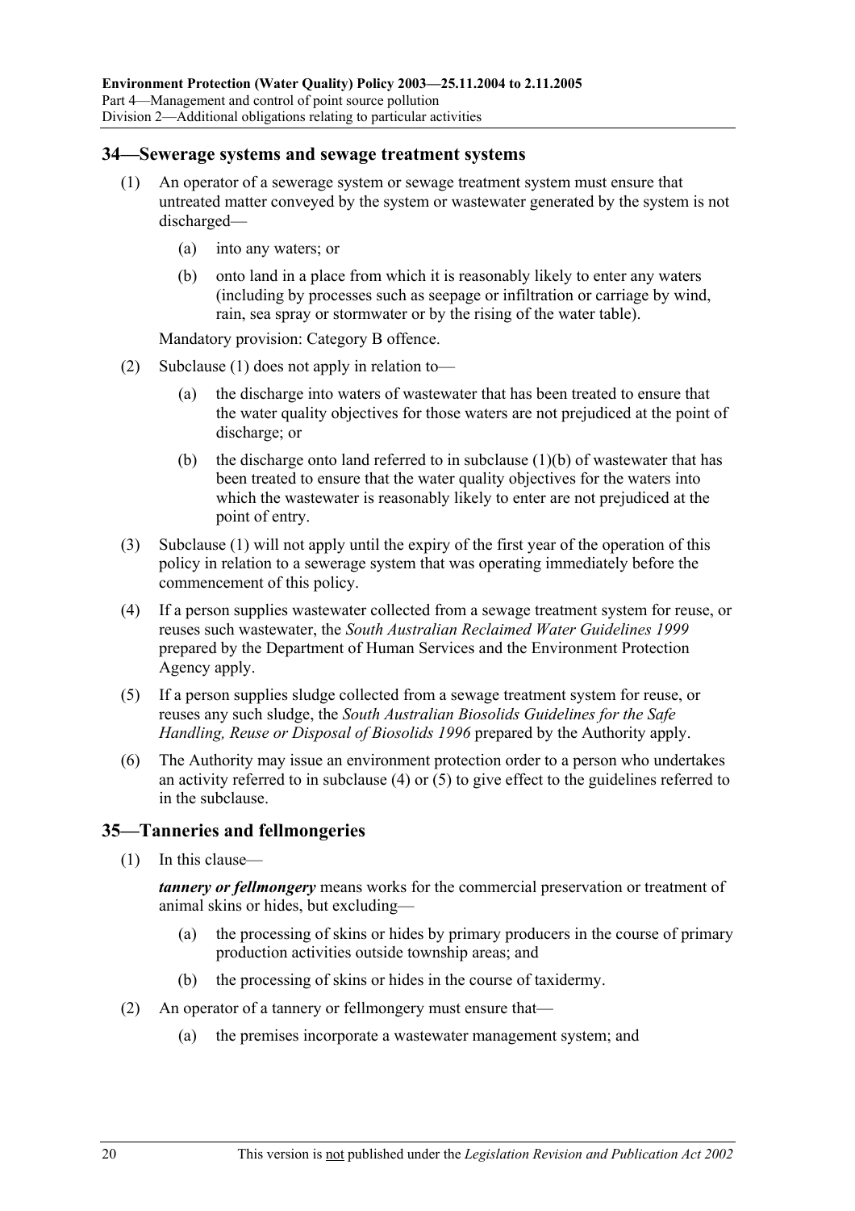## 34—Sewerage systems and sewage treatment systems

(1) An operator of a sewerage system or sewage treatment system must ensure that untreated matter conveyed by the system or wastewater generated by the system is not discharged—

(a) into any waters; or

(b) onto land in a place from which it is reasonably likely to enter any waters (including by processes such as seepage or infiltration or carriage by wind, rain, sea spray or stormwater or by the rising of the water table).

Mandatory provision: Category B offence.

(2) Subclause (1) does not apply in relation to—

(a) the discharge into waters of wastewater that has been treated to ensure that the water quality objectives for those waters are not prejudiced at the point of discharge; or

(b) the discharge onto land referred to in subclause (1)(b) of wastewater that has been treated to ensure that the water quality objectives for the waters into which the wastewater is reasonably likely to enter are not prejudiced at the point of entry.

(3) Subclause (1) will not apply until the expiry of the first year of the operation of this policy in relation to a sewerage system that was operating immediately before the commencement of this policy.

(4) If a person supplies wastewater collected from a sewage treatment system for reuse, or reuses such wastewater, the *South Australian Reclaimed Water Guidelines 1999* prepared by the Department of Human Services and the Environment Protection Agency apply.

(5) If a person supplies sludge collected from a sewage treatment system for reuse, or reuses any such sludge, the *South Australian Biosolids Guidelines for the Safe Handling, Reuse or Disposal of Biosolids 1996* prepared by the Authority apply.

(6) The Authority may issue an environment protection order to a person who undertakes an activity referred to in subclause (4) or (5) to give effect to the guidelines referred to in the subclause.

## 35—Tanneries and fellmongeries

(1) In this clause—

***tannery or fellmongery*** means works for the commercial preservation or treatment of animal skins or hides, but excluding—

(a) the processing of skins or hides by primary producers in the course of primary production activities outside township areas; and

(b) the processing of skins or hides in the course of taxidermy.

(2) An operator of a tannery or fellmongery must ensure that—

(a) the premises incorporate a wastewater management system; and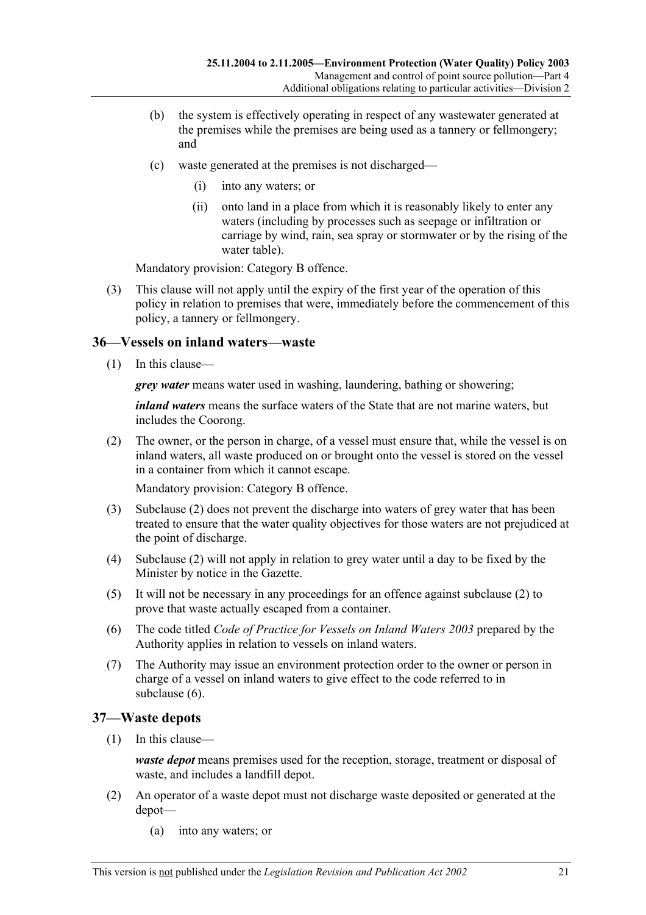(b) the system is effectively operating in respect of any wastewater generated at the premises while the premises are being used as a tannery or fellmongery; and

(c) waste generated at the premises is not discharged—

(i) into any waters; or

(ii) onto land in a place from which it is reasonably likely to enter any waters (including by processes such as seepage or infiltration or carriage by wind, rain, sea spray or stormwater or by the rising of the water table).

Mandatory provision: Category B offence.

(3) This clause will not apply until the expiry of the first year of the operation of this policy in relation to premises that were, immediately before the commencement of this policy, a tannery or fellmongery.

## 36—Vessels on inland waters—waste

(1) In this clause—

***grey water*** means water used in washing, laundering, bathing or showering;

***inland waters*** means the surface waters of the State that are not marine waters, but includes the Coorong.

(2) The owner, or the person in charge, of a vessel must ensure that, while the vessel is on inland waters, all waste produced on or brought onto the vessel is stored on the vessel in a container from which it cannot escape.

Mandatory provision: Category B offence.

(3) Subclause (2) does not prevent the discharge into waters of grey water that has been treated to ensure that the water quality objectives for those waters are not prejudiced at the point of discharge.

(4) Subclause (2) will not apply in relation to grey water until a day to be fixed by the Minister by notice in the Gazette.

(5) It will not be necessary in any proceedings for an offence against subclause (2) to prove that waste actually escaped from a container.

(6) The code titled *Code of Practice for Vessels on Inland Waters 2003* prepared by the Authority applies in relation to vessels on inland waters.

(7) The Authority may issue an environment protection order to the owner or person in charge of a vessel on inland waters to give effect to the code referred to in subclause (6).

## 37—Waste depots

(1) In this clause—

***waste depot*** means premises used for the reception, storage, treatment or disposal of waste, and includes a landfill depot.

(2) An operator of a waste depot must not discharge waste deposited or generated at the depot—

(a) into any waters; or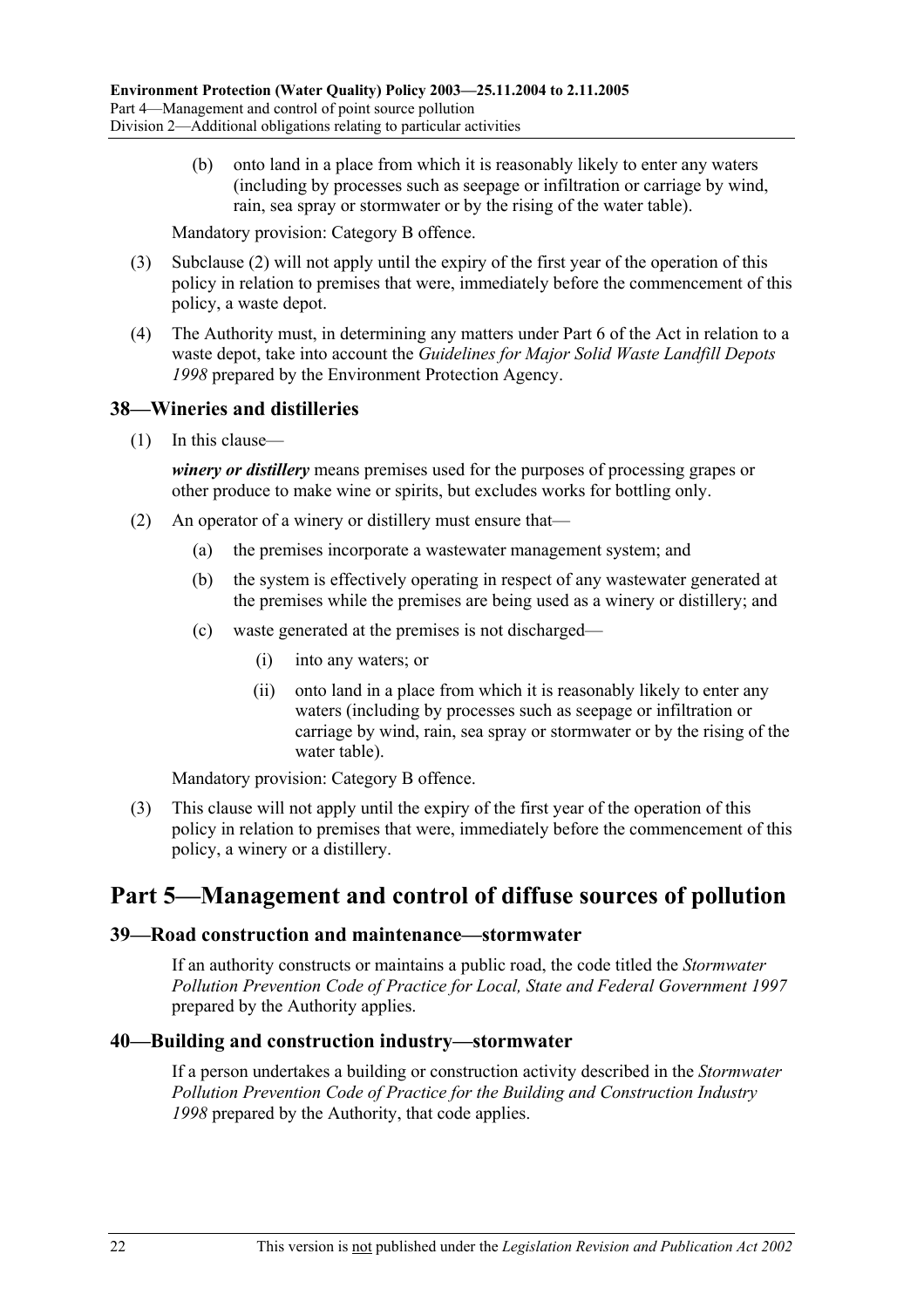(b) onto land in a place from which it is reasonably likely to enter any waters (including by processes such as seepage or infiltration or carriage by wind, rain, sea spray or stormwater or by the rising of the water table).

Mandatory provision: Category B offence.

(3) Subclause (2) will not apply until the expiry of the first year of the operation of this policy in relation to premises that were, immediately before the commencement of this policy, a waste depot.

(4) The Authority must, in determining any matters under Part 6 of the Act in relation to a waste depot, take into account the *Guidelines for Major Solid Waste Landfill Depots 1998* prepared by the Environment Protection Agency.

### 38—Wineries and distilleries

(1) In this clause—

***winery or distillery*** means premises used for the purposes of processing grapes or other produce to make wine or spirits, but excludes works for bottling only.

(2) An operator of a winery or distillery must ensure that—

(a) the premises incorporate a wastewater management system; and

(b) the system is effectively operating in respect of any wastewater generated at the premises while the premises are being used as a winery or distillery; and

(c) waste generated at the premises is not discharged—

(i) into any waters; or

(ii) onto land in a place from which it is reasonably likely to enter any waters (including by processes such as seepage or infiltration or carriage by wind, rain, sea spray or stormwater or by the rising of the water table).

Mandatory provision: Category B offence.

(3) This clause will not apply until the expiry of the first year of the operation of this policy in relation to premises that were, immediately before the commencement of this policy, a winery or a distillery.

## Part 5—Management and control of diffuse sources of pollution

### 39—Road construction and maintenance—stormwater

If an authority constructs or maintains a public road, the code titled the *Stormwater Pollution Prevention Code of Practice for Local, State and Federal Government 1997* prepared by the Authority applies.

### 40—Building and construction industry—stormwater

If a person undertakes a building or construction activity described in the *Stormwater Pollution Prevention Code of Practice for the Building and Construction Industry 1998* prepared by the Authority, that code applies.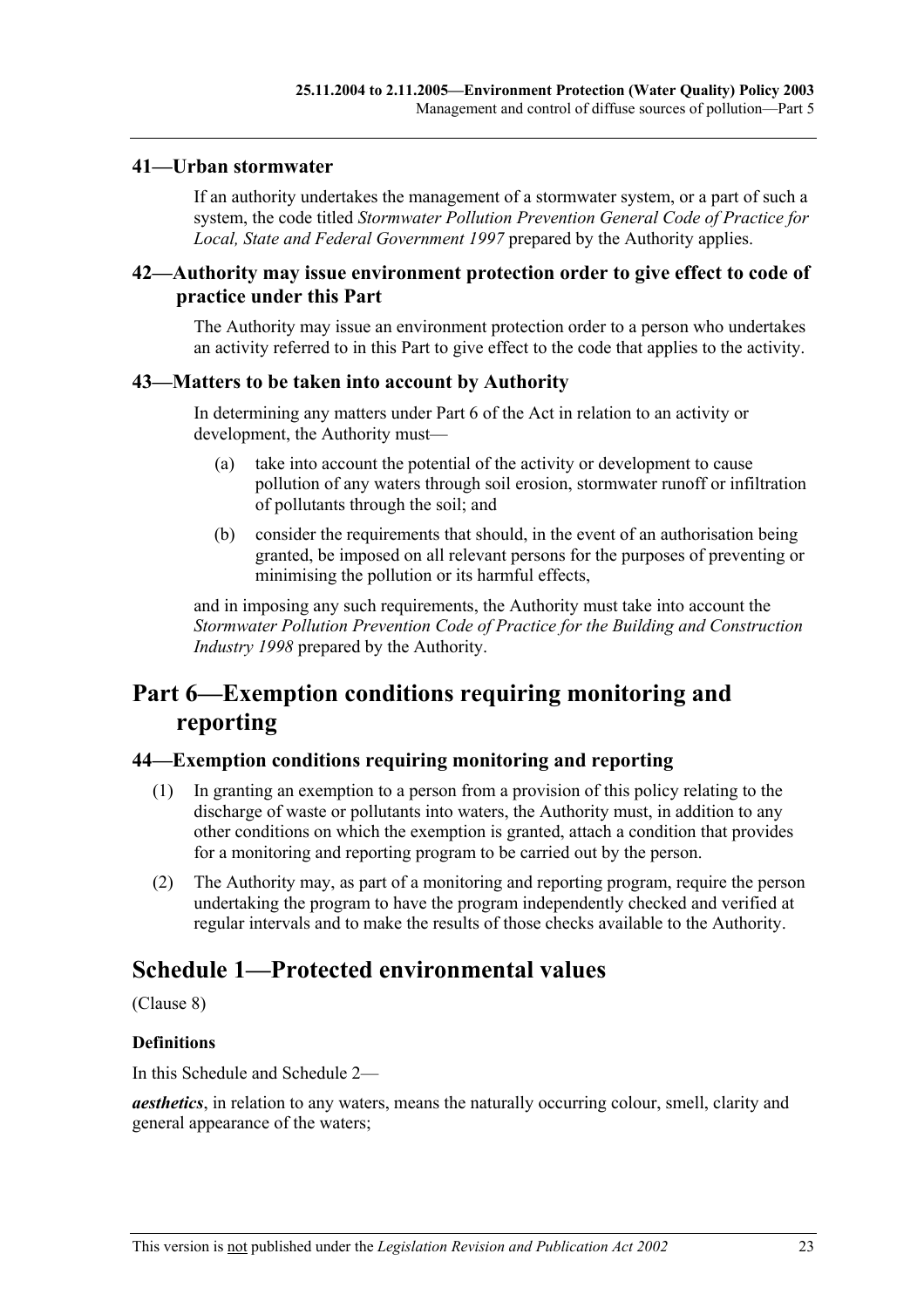### 41—Urban stormwater

If an authority undertakes the management of a stormwater system, or a part of such a system, the code titled *Stormwater Pollution Prevention General Code of Practice for Local, State and Federal Government 1997* prepared by the Authority applies.

### 42—Authority may issue environment protection order to give effect to code of practice under this Part

The Authority may issue an environment protection order to a person who undertakes an activity referred to in this Part to give effect to the code that applies to the activity.

### 43—Matters to be taken into account by Authority

In determining any matters under Part 6 of the Act in relation to an activity or development, the Authority must—

(a) take into account the potential of the activity or development to cause pollution of any waters through soil erosion, stormwater runoff or infiltration of pollutants through the soil; and

(b) consider the requirements that should, in the event of an authorisation being granted, be imposed on all relevant persons for the purposes of preventing or minimising the pollution or its harmful effects,

and in imposing any such requirements, the Authority must take into account the *Stormwater Pollution Prevention Code of Practice for the Building and Construction Industry 1998* prepared by the Authority.

## Part 6—Exemption conditions requiring monitoring and reporting

### 44—Exemption conditions requiring monitoring and reporting

(1) In granting an exemption to a person from a provision of this policy relating to the discharge of waste or pollutants into waters, the Authority must, in addition to any other conditions on which the exemption is granted, attach a condition that provides for a monitoring and reporting program to be carried out by the person.

(2) The Authority may, as part of a monitoring and reporting program, require the person undertaking the program to have the program independently checked and verified at regular intervals and to make the results of those checks available to the Authority.

## Schedule 1—Protected environmental values

(Clause 8)

**Definitions**

In this Schedule and Schedule 2—

***aesthetics***, in relation to any waters, means the naturally occurring colour, smell, clarity and general appearance of the waters;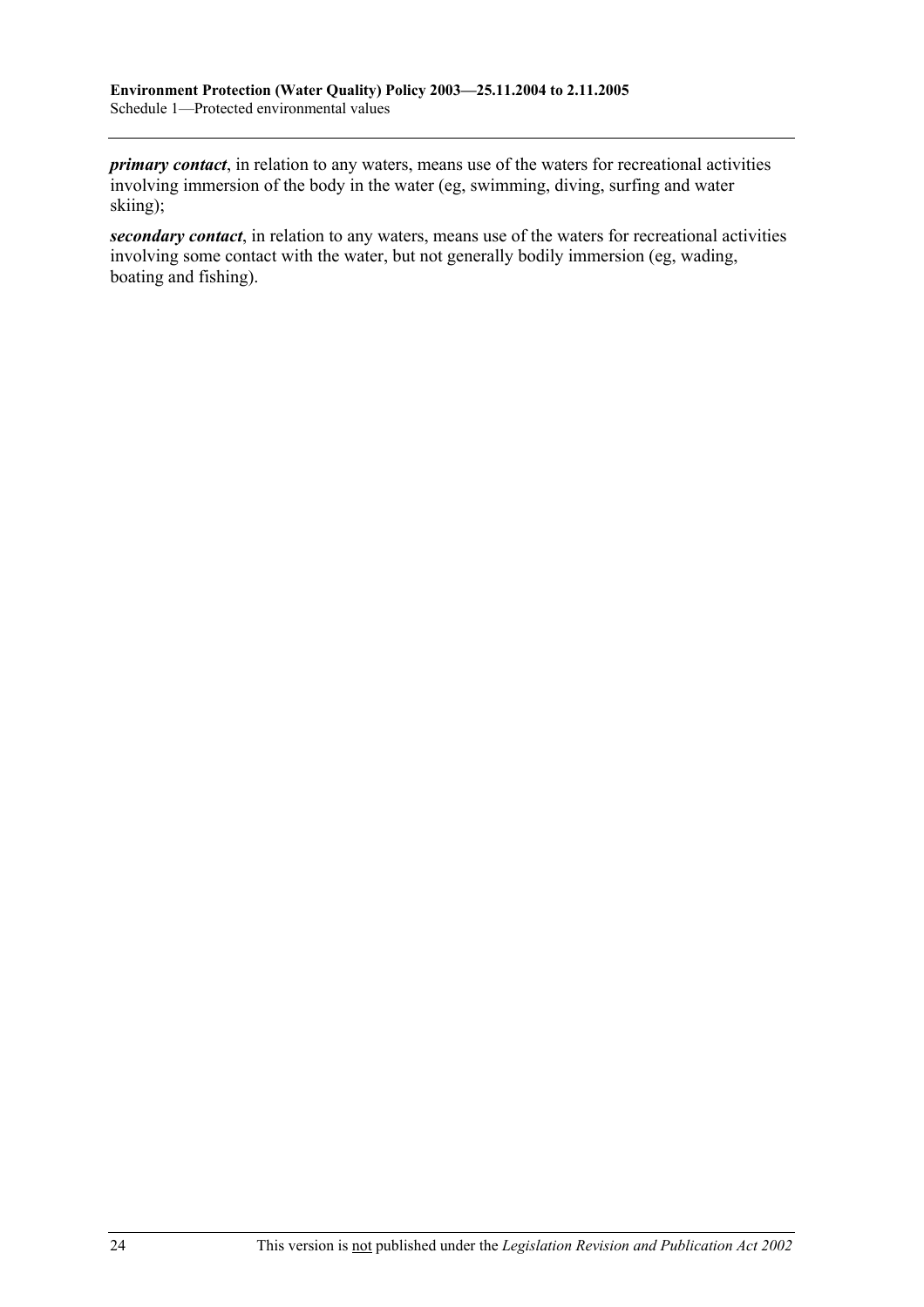***primary contact***, in relation to any waters, means use of the waters for recreational activities involving immersion of the body in the water (eg, swimming, diving, surfing and water skiing);

***secondary contact***, in relation to any waters, means use of the waters for recreational activities involving some contact with the water, but not generally bodily immersion (eg, wading, boating and fishing).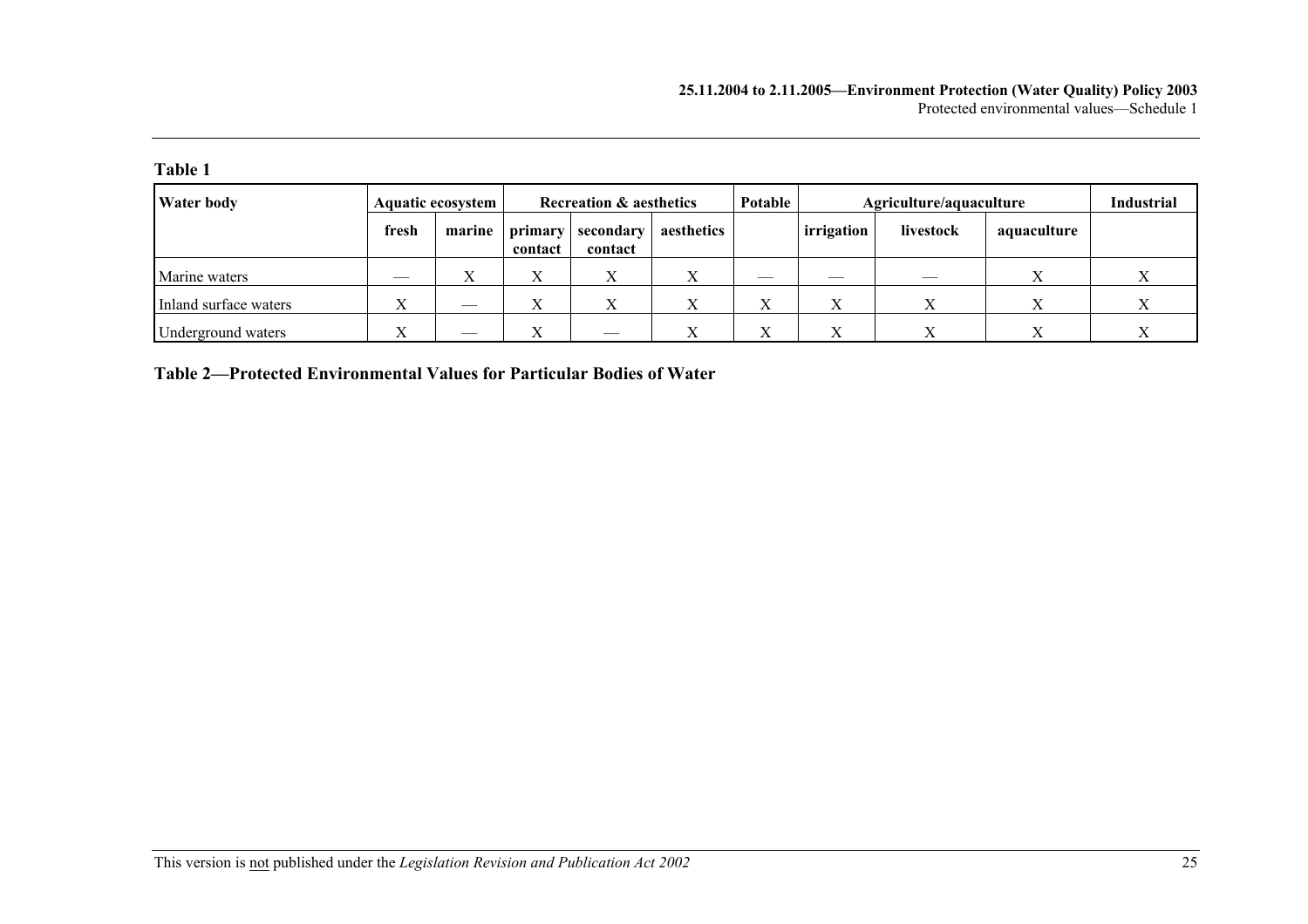**Table 1**

| Water body | Aquatic ecosystem | | Recreation & aesthetics | | | Potable | Agriculture/aquaculture | | | Industrial |
|---|---|---|---|---|---|---|---|---|---|---|
| | fresh | marine | primary contact | secondary contact | aesthetics | | irrigation | livestock | aquaculture | |
| Marine waters | — | X | X | X | X | — | — | — | X | X |
| Inland surface waters | X | — | X | X | X | X | X | X | X | X |
| Underground waters | X | — | X | — | X | X | X | X | X | X |

**Table 2—Protected Environmental Values for Particular Bodies of Water**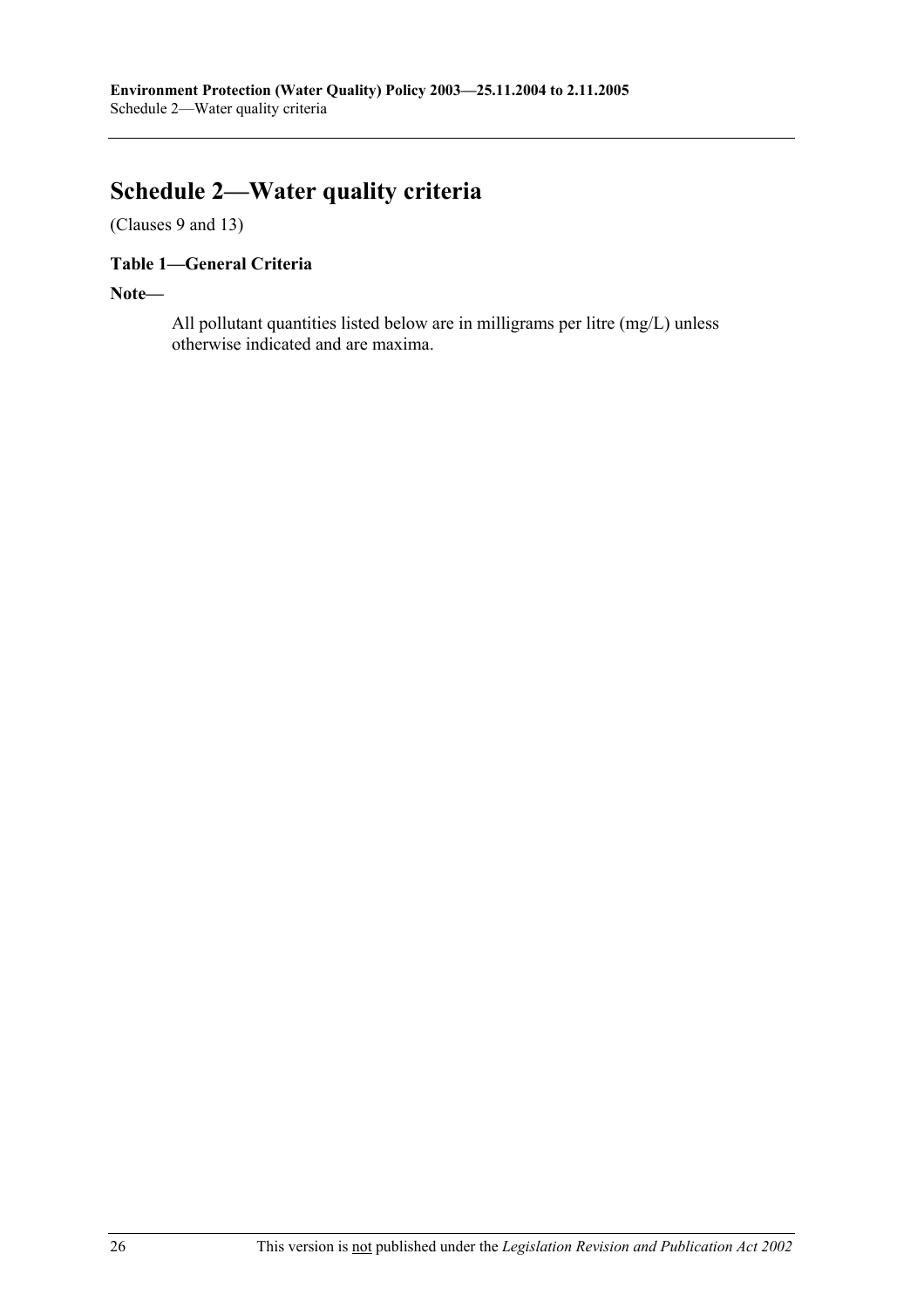# Schedule 2—Water quality criteria

(Clauses 9 and 13)

### Table 1—General Criteria

**Note—**

All pollutant quantities listed below are in milligrams per litre (mg/L) unless otherwise indicated and are maxima.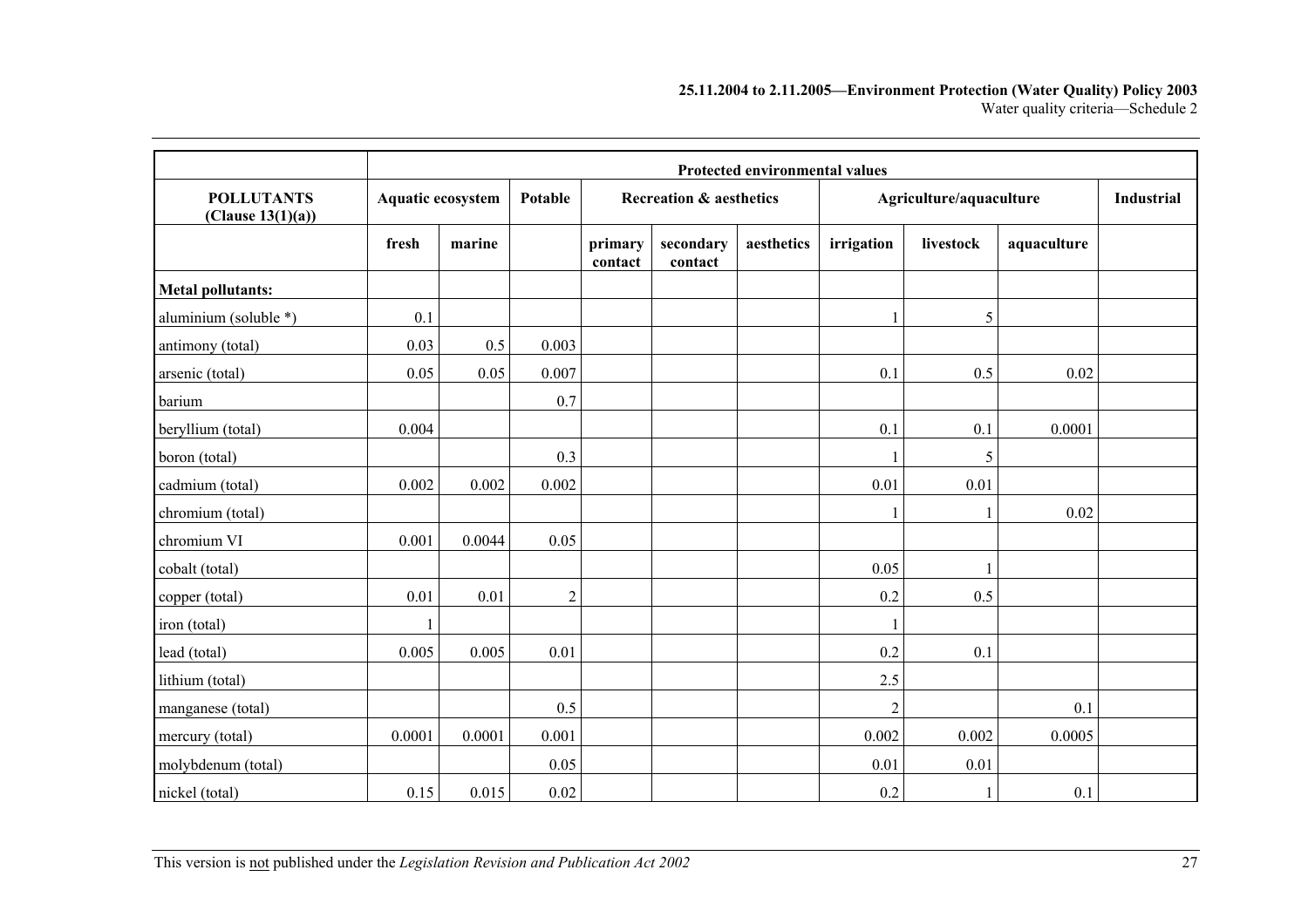| | Protected environmental values | | | | | | | | | |
|---|---|---|---|---|---|---|---|---|---|---|
| **POLLUTANTS (Clause 13(1)(a))** | **Aquatic ecosystem** | | **Potable** | **Recreation & aesthetics** | | | **Agriculture/aquaculture** | | | **Industrial** |
| | **fresh** | **marine** | | **primary contact** | **secondary contact** | **aesthetics** | **irrigation** | **livestock** | **aquaculture** | |
| **Metal pollutants:** | | | | | | | | | | |
| aluminium (soluble *) | 0.1 | | | | | | 1 | 5 | | |
| antimony (total) | 0.03 | 0.5 | 0.003 | | | | | | | |
| arsenic (total) | 0.05 | 0.05 | 0.007 | | | | 0.1 | 0.5 | 0.02 | |
| barium | | | 0.7 | | | | | | | |
| beryllium (total) | 0.004 | | | | | | 0.1 | 0.1 | 0.0001 | |
| boron (total) | | | 0.3 | | | | 1 | 5 | | |
| cadmium (total) | 0.002 | 0.002 | 0.002 | | | | 0.01 | 0.01 | | |
| chromium (total) | | | | | | | 1 | 1 | 0.02 | |
| chromium VI | 0.001 | 0.0044 | 0.05 | | | | | | | |
| cobalt (total) | | | | | | | 0.05 | 1 | | |
| copper (total) | 0.01 | 0.01 | 2 | | | | 0.2 | 0.5 | | |
| iron (total) | 1 | | | | | | 1 | | | |
| lead (total) | 0.005 | 0.005 | 0.01 | | | | 0.2 | 0.1 | | |
| lithium (total) | | | | | | | 2.5 | | | |
| manganese (total) | | | 0.5 | | | | 2 | | 0.1 | |
| mercury (total) | 0.0001 | 0.0001 | 0.001 | | | | 0.002 | 0.002 | 0.0005 | |
| molybdenum (total) | | | 0.05 | | | | 0.01 | 0.01 | | |
| nickel (total) | 0.15 | 0.015 | 0.02 | | | | 0.2 | 1 | 0.1 | |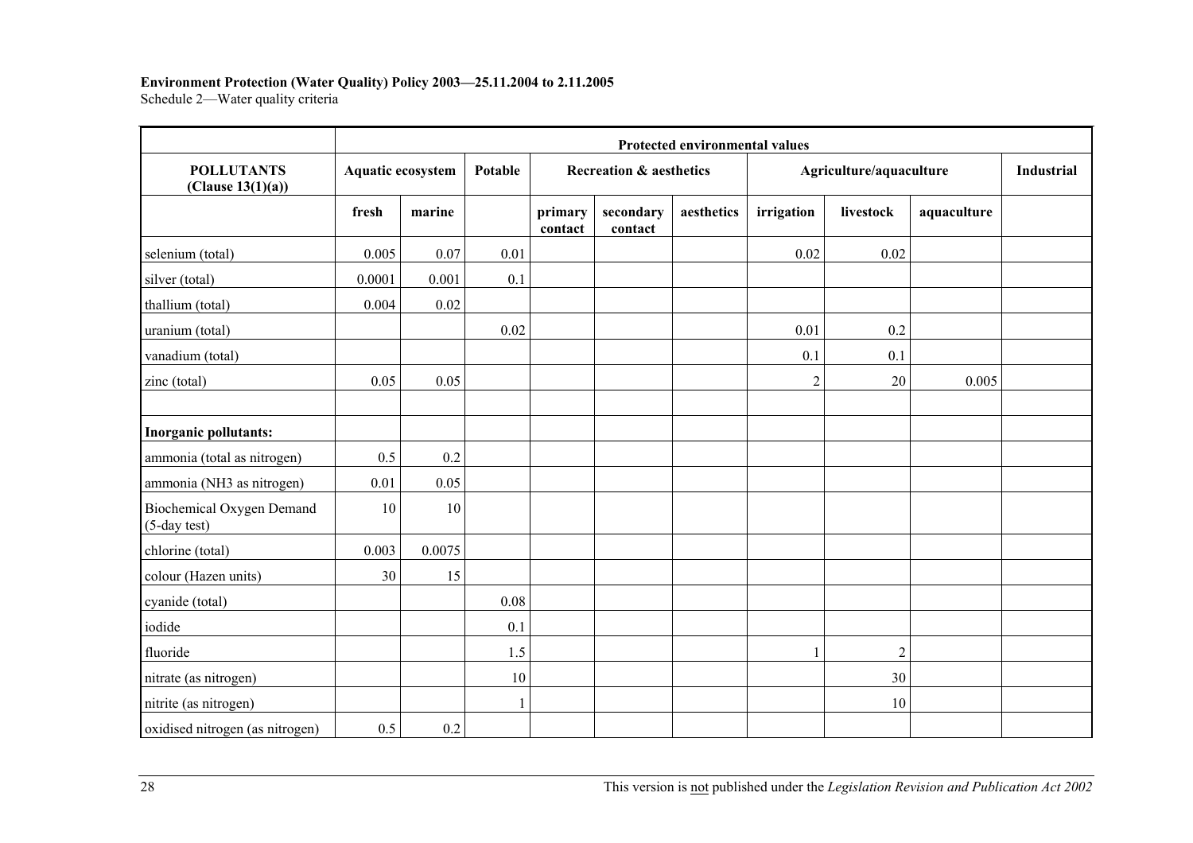**Environment Protection (Water Quality) Policy 2003—25.11.2004 to 2.11.2005**
Schedule 2—Water quality criteria

| | Protected environmental values | | | | | | | | | |
|---|---|---|---|---|---|---|---|---|---|---|
| **POLLUTANTS (Clause 13(1)(a))** | **Aquatic ecosystem** | | **Potable** | **Recreation & aesthetics** | | | **Agriculture/aquaculture** | | | **Industrial** |
| | **fresh** | **marine** | | **primary contact** | **secondary contact** | **aesthetics** | **irrigation** | **livestock** | **aquaculture** | |
| selenium (total) | 0.005 | 0.07 | 0.01 | | | | 0.02 | 0.02 | | |
| silver (total) | 0.0001 | 0.001 | 0.1 | | | | | | | |
| thallium (total) | 0.004 | 0.02 | | | | | | | | |
| uranium (total) | | | 0.02 | | | | 0.01 | 0.2 | | |
| vanadium (total) | | | | | | | 0.1 | 0.1 | | |
| zinc (total) | 0.05 | 0.05 | | | | | 2 | 20 | 0.005 | |
| | | | | | | | | | | |
| **Inorganic pollutants:** | | | | | | | | | | |
| ammonia (total as nitrogen) | 0.5 | 0.2 | | | | | | | | |
| ammonia (NH3 as nitrogen) | 0.01 | 0.05 | | | | | | | | |
| Biochemical Oxygen Demand (5-day test) | 10 | 10 | | | | | | | | |
| chlorine (total) | 0.003 | 0.0075 | | | | | | | | |
| colour (Hazen units) | 30 | 15 | | | | | | | | |
| cyanide (total) | | | 0.08 | | | | | | | |
| iodide | | | 0.1 | | | | | | | |
| fluoride | | | 1.5 | | | | 1 | 2 | | |
| nitrate (as nitrogen) | | | 10 | | | | | 30 | | |
| nitrite (as nitrogen) | | | 1 | | | | | 10 | | |
| oxidised nitrogen (as nitrogen) | 0.5 | 0.2 | | | | | | | | |

This version is not published under the *Legislation Revision and Publication Act 2002*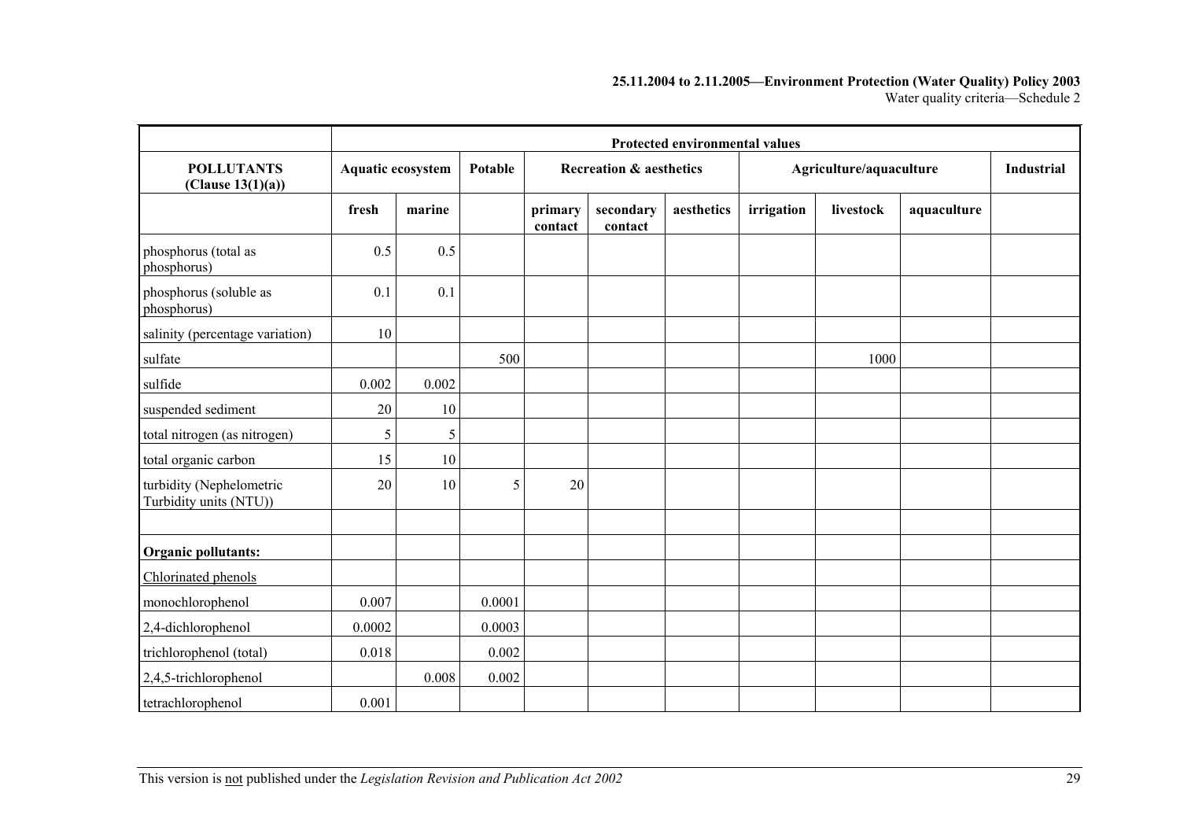| | Protected environmental values | | | | | | | | | |
|---|---|---|---|---|---|---|---|---|---|---|
| **POLLUTANTS (Clause 13(1)(a))** | **Aquatic ecosystem** | | **Potable** | **Recreation & aesthetics** | | | **Agriculture/aquaculture** | | | **Industrial** |
| | **fresh** | **marine** | | **primary contact** | **secondary contact** | **aesthetics** | **irrigation** | **livestock** | **aquaculture** | |
| phosphorus (total as phosphorus) | 0.5 | 0.5 | | | | | | | | |
| phosphorus (soluble as phosphorus) | 0.1 | 0.1 | | | | | | | | |
| salinity (percentage variation) | 10 | | | | | | | | | |
| sulfate | | | 500 | | | | | 1000 | | |
| sulfide | 0.002 | 0.002 | | | | | | | | |
| suspended sediment | 20 | 10 | | | | | | | | |
| total nitrogen (as nitrogen) | 5 | 5 | | | | | | | | |
| total organic carbon | 15 | 10 | | | | | | | | |
| turbidity (Nephelometric Turbidity units (NTU)) | 20 | 10 | 5 | 20 | | | | | | |
| | | | | | | | | | | |
| **Organic pollutants:** | | | | | | | | | | |
| Chlorinated phenols | | | | | | | | | | |
| monochlorophenol | 0.007 | | 0.0001 | | | | | | | |
| 2,4-dichlorophenol | 0.0002 | | 0.0003 | | | | | | | |
| trichlorophenol (total) | 0.018 | | 0.002 | | | | | | | |
| 2,4,5-trichlorophenol | | 0.008 | 0.002 | | | | | | | |
| tetrachlorophenol | 0.001 | | | | | | | | | |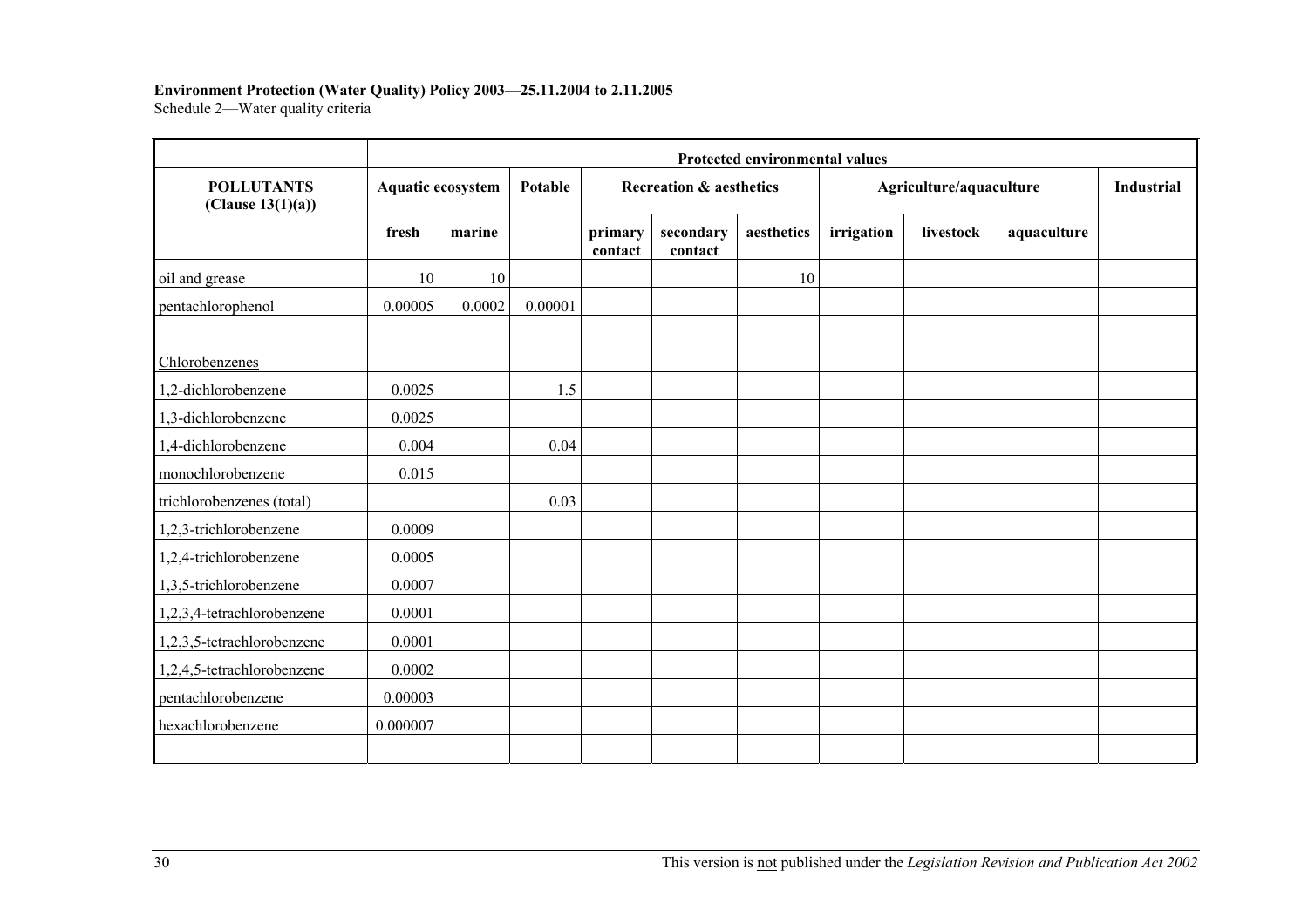**Environment Protection (Water Quality) Policy 2003—25.11.2004 to 2.11.2005**
Schedule 2—Water quality criteria

| POLLUTANTS (Clause 13(1)(a)) | Protected environmental values | | | | | | | | | |
|---|---|---|---|---|---|---|---|---|---|---|
| | Aquatic ecosystem | | Potable | Recreation & aesthetics | | | Agriculture/aquaculture | | | Industrial |
| | fresh | marine | | primary contact | secondary contact | aesthetics | irrigation | livestock | aquaculture | |
| oil and grease | 10 | 10 | | | | 10 | | | | |
| pentachlorophenol | 0.00005 | 0.0002 | 0.00001 | | | | | | | |
| | | | | | | | | | | |
| Chlorobenzenes | | | | | | | | | | |
| 1,2-dichlorobenzene | 0.0025 | | 1.5 | | | | | | | |
| 1,3-dichlorobenzene | 0.0025 | | | | | | | | | |
| 1,4-dichlorobenzene | 0.004 | | 0.04 | | | | | | | |
| monochlorobenzene | 0.015 | | | | | | | | | |
| trichlorobenzenes (total) | | | 0.03 | | | | | | | |
| 1,2,3-trichlorobenzene | 0.0009 | | | | | | | | | |
| 1,2,4-trichlorobenzene | 0.0005 | | | | | | | | | |
| 1,3,5-trichlorobenzene | 0.0007 | | | | | | | | | |
| 1,2,3,4-tetrachlorobenzene | 0.0001 | | | | | | | | | |
| 1,2,3,5-tetrachlorobenzene | 0.0001 | | | | | | | | | |
| 1,2,4,5-tetrachlorobenzene | 0.0002 | | | | | | | | | |
| pentachlorobenzene | 0.00003 | | | | | | | | | |
| hexachlorobenzene | 0.000007 | | | | | | | | | |
| | | | | | | | | | | |

This version is not published under the *Legislation Revision and Publication Act 2002*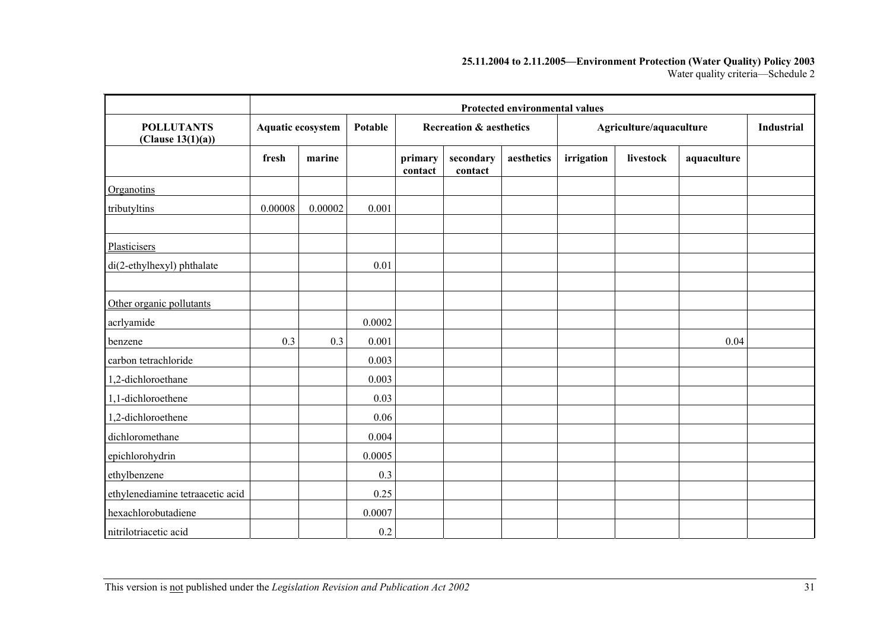| | Protected environmental values | | | | | | | | | |
|---|---|---|---|---|---|---|---|---|---|---|
| **POLLUTANTS (Clause 13(1)(a))** | **Aquatic ecosystem** | | **Potable** | **Recreation & aesthetics** | | | **Agriculture/aquaculture** | | | **Industrial** |
| | **fresh** | **marine** | | **primary contact** | **secondary contact** | **aesthetics** | **irrigation** | **livestock** | **aquaculture** | |
| Organotins | | | | | | | | | | |
| tributyltins | 0.00008 | 0.00002 | 0.001 | | | | | | | |
| | | | | | | | | | | |
| Plasticisers | | | | | | | | | | |
| di(2-ethylhexyl) phthalate | | | 0.01 | | | | | | | |
| | | | | | | | | | | |
| Other organic pollutants | | | | | | | | | | |
| acrlyamide | | | 0.0002 | | | | | | | |
| benzene | 0.3 | 0.3 | 0.001 | | | | | | 0.04 | |
| carbon tetrachloride | | | 0.003 | | | | | | | |
| 1,2-dichloroethane | | | 0.003 | | | | | | | |
| 1,1-dichloroethene | | | 0.03 | | | | | | | |
| 1,2-dichloroethene | | | 0.06 | | | | | | | |
| dichloromethane | | | 0.004 | | | | | | | |
| epichlorohydrin | | | 0.0005 | | | | | | | |
| ethylbenzene | | | 0.3 | | | | | | | |
| ethylenediamine tetraacetic acid | | | 0.25 | | | | | | | |
| hexachlorobutadiene | | | 0.0007 | | | | | | | |
| nitrilotriacetic acid | | | 0.2 | | | | | | | |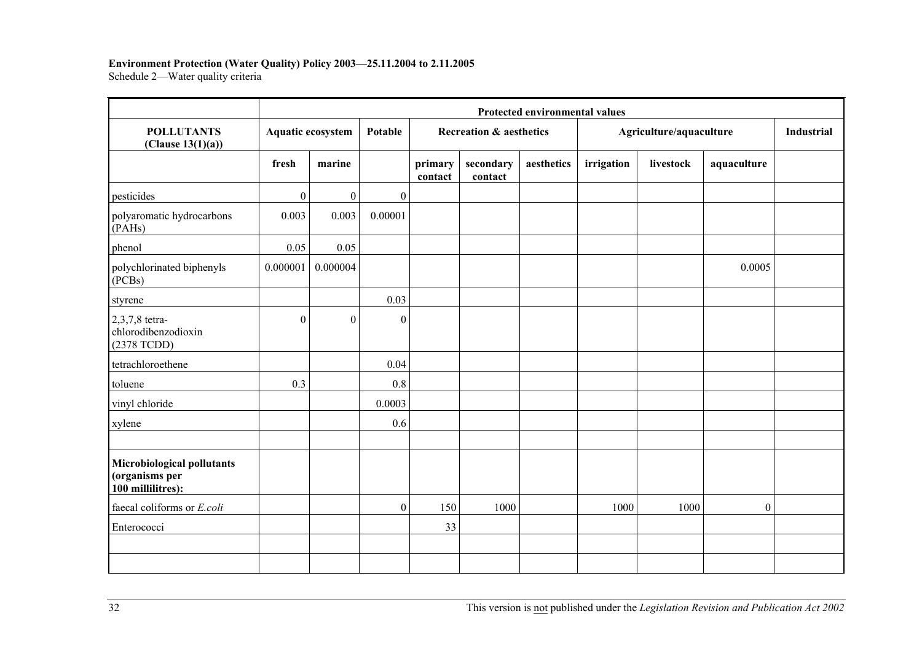**Environment Protection (Water Quality) Policy 2003—25.11.2004 to 2.11.2005**
Schedule 2—Water quality criteria

| | Protected environmental values | | | | | | | | | |
|---|---|---|---|---|---|---|---|---|---|---|
| **POLLUTANTS (Clause 13(1)(a))** | **Aquatic ecosystem** | | **Potable** | **Recreation & aesthetics** | | | **Agriculture/aquaculture** | | | **Industrial** |
| | **fresh** | **marine** | | **primary contact** | **secondary contact** | **aesthetics** | **irrigation** | **livestock** | **aquaculture** | |
| pesticides | 0 | 0 | 0 | | | | | | | |
| polyaromatic hydrocarbons (PAHs) | 0.003 | 0.003 | 0.00001 | | | | | | | |
| phenol | 0.05 | 0.05 | | | | | | | | |
| polychlorinated biphenyls (PCBs) | 0.000001 | 0.000004 | | | | | | | 0.0005 | |
| styrene | | | 0.03 | | | | | | | |
| 2,3,7,8 tetra-chlorodibenzodioxin (2378 TCDD) | 0 | 0 | 0 | | | | | | | |
| tetrachloroethene | | | 0.04 | | | | | | | |
| toluene | 0.3 | | 0.8 | | | | | | | |
| vinyl chloride | | | 0.0003 | | | | | | | |
| xylene | | | 0.6 | | | | | | | |
| | | | | | | | | | | |
| **Microbiological pollutants (organisms per 100 millilitres):** | | | | | | | | | | |
| faecal coliforms or *E.coli* | | | 0 | 150 | 1000 | | 1000 | 1000 | 0 | |
| Enterococci | | | | 33 | | | | | | |
| | | | | | | | | | | |
| | | | | | | | | | | |

This version is not published under the *Legislation Revision and Publication Act 2002*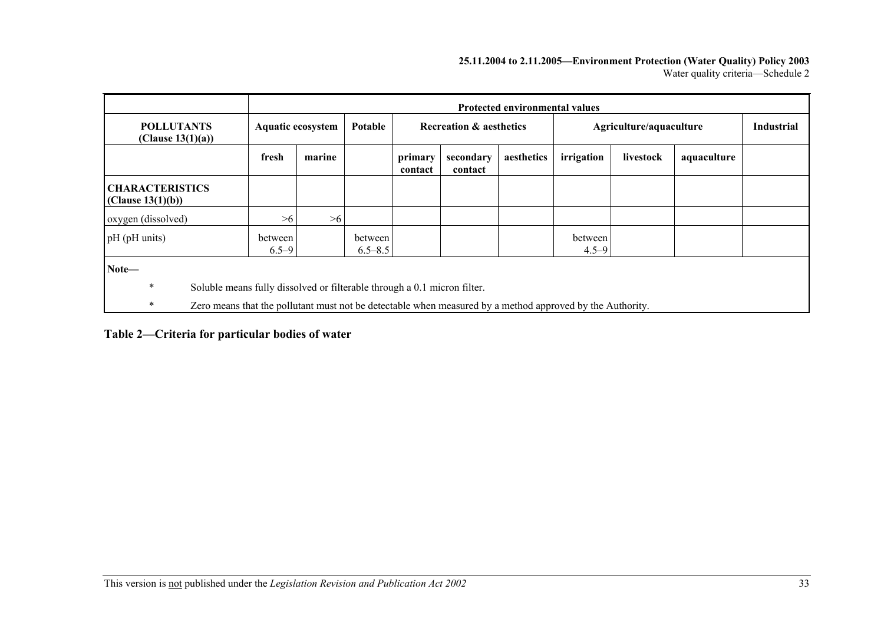| | Protected environmental values | | | | | | | | | |
|---|---|---|---|---|---|---|---|---|---|---|
| **POLLUTANTS (Clause 13(1)(a))** | **Aquatic ecosystem** | | **Potable** | **Recreation & aesthetics** | | | **Agriculture/aquaculture** | | | **Industrial** |
| | **fresh** | **marine** | | **primary contact** | **secondary contact** | **aesthetics** | **irrigation** | **livestock** | **aquaculture** | |
| **CHARACTERISTICS (Clause 13(1)(b))** | | | | | | | | | | |
| oxygen (dissolved) | >6 | >6 | | | | | | | | |
| pH (pH units) | between 6.5–9 | | between 6.5–8.5 | | | | between 4.5–9 | | | |

**Note—**

- * Soluble means fully dissolved or filterable through a 0.1 micron filter.
- * Zero means that the pollutant must not be detectable when measured by a method approved by the Authority.

## Table 2—Criteria for particular bodies of water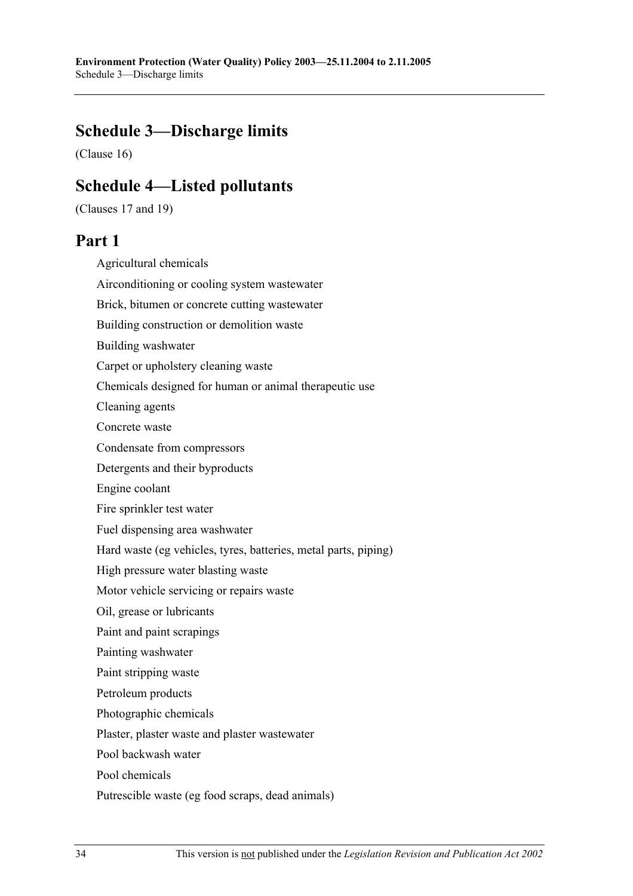## Schedule 3—Discharge limits

(Clause 16)

## Schedule 4—Listed pollutants

(Clauses 17 and 19)

## Part 1

Agricultural chemicals

Airconditioning or cooling system wastewater

Brick, bitumen or concrete cutting wastewater

Building construction or demolition waste

Building washwater

Carpet or upholstery cleaning waste

Chemicals designed for human or animal therapeutic use

Cleaning agents

Concrete waste

Condensate from compressors

Detergents and their byproducts

Engine coolant

Fire sprinkler test water

Fuel dispensing area washwater

Hard waste (eg vehicles, tyres, batteries, metal parts, piping)

High pressure water blasting waste

Motor vehicle servicing or repairs waste

Oil, grease or lubricants

Paint and paint scrapings

Painting washwater

Paint stripping waste

Petroleum products

Photographic chemicals

Plaster, plaster waste and plaster wastewater

Pool backwash water

Pool chemicals

Putrescible waste (eg food scraps, dead animals)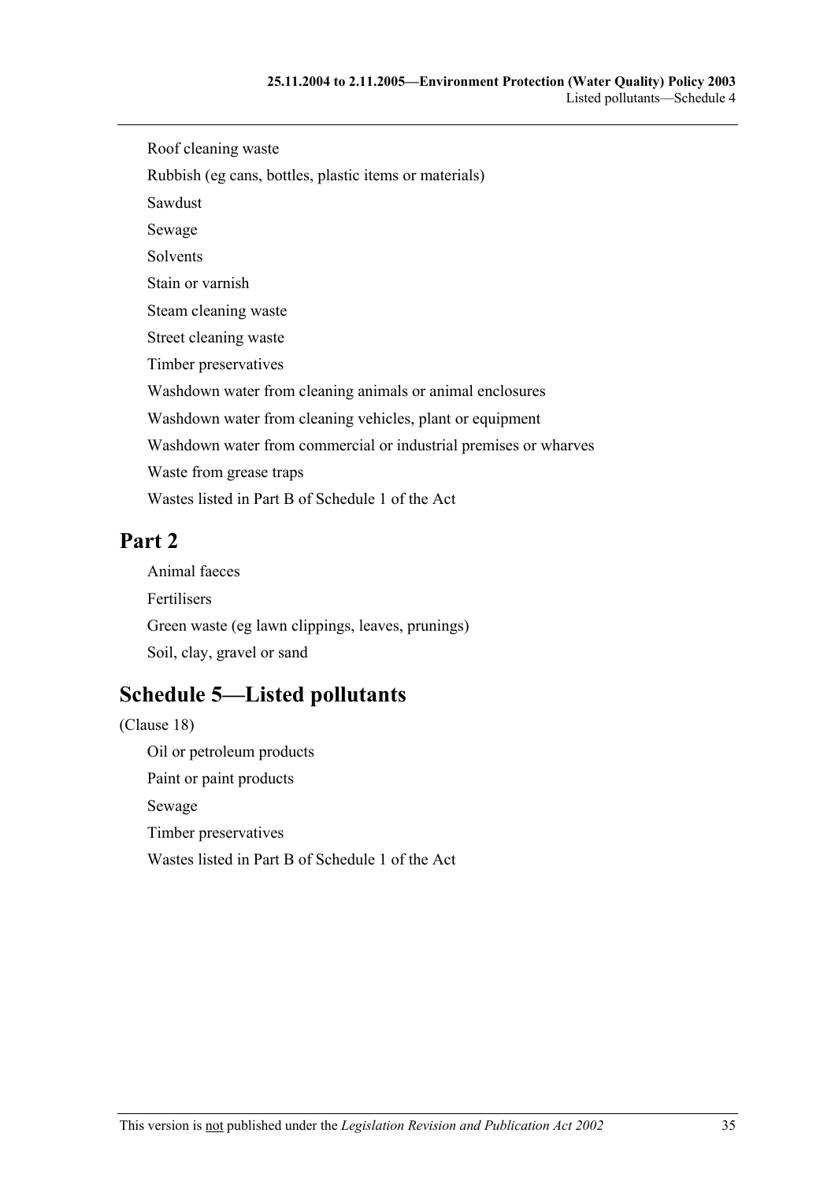Roof cleaning waste

Rubbish (eg cans, bottles, plastic items or materials)

Sawdust

Sewage

Solvents

Stain or varnish

Steam cleaning waste

Street cleaning waste

Timber preservatives

Washdown water from cleaning animals or animal enclosures

Washdown water from cleaning vehicles, plant or equipment

Washdown water from commercial or industrial premises or wharves

Waste from grease traps

Wastes listed in Part B of Schedule 1 of the Act

## Part 2

Animal faeces

Fertilisers

Green waste (eg lawn clippings, leaves, prunings)

Soil, clay, gravel or sand

# Schedule 5—Listed pollutants

(Clause 18)

Oil or petroleum products

Paint or paint products

Sewage

Timber preservatives

Wastes listed in Part B of Schedule 1 of the Act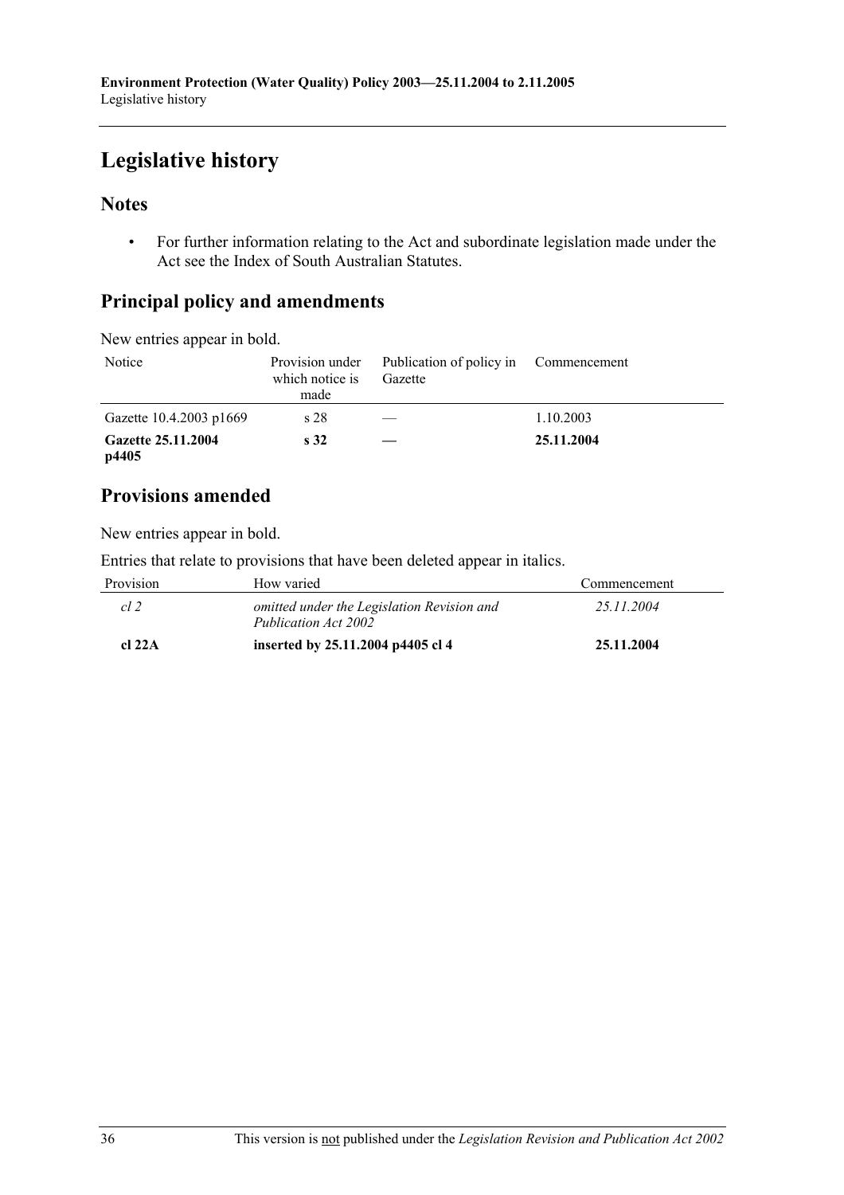# Legislative history

## Notes

- For further information relating to the Act and subordinate legislation made under the Act see the Index of South Australian Statutes.

## Principal policy and amendments

New entries appear in bold.

| Notice | Provision under which notice is made | Publication of policy in Gazette | Commencement |
|---|---|---|---|
| Gazette 10.4.2003 p1669 | s 28 | — | 1.10.2003 |
| **Gazette 25.11.2004 p4405** | **s 32** | **—** | **25.11.2004** |

## Provisions amended

New entries appear in bold.

Entries that relate to provisions that have been deleted appear in italics.

| Provision | How varied | Commencement |
|---|---|---|
| *cl 2* | *omitted under the Legislation Revision and Publication Act 2002* | *25.11.2004* |
| **cl 22A** | **inserted by 25.11.2004 p4405 cl 4** | **25.11.2004** |